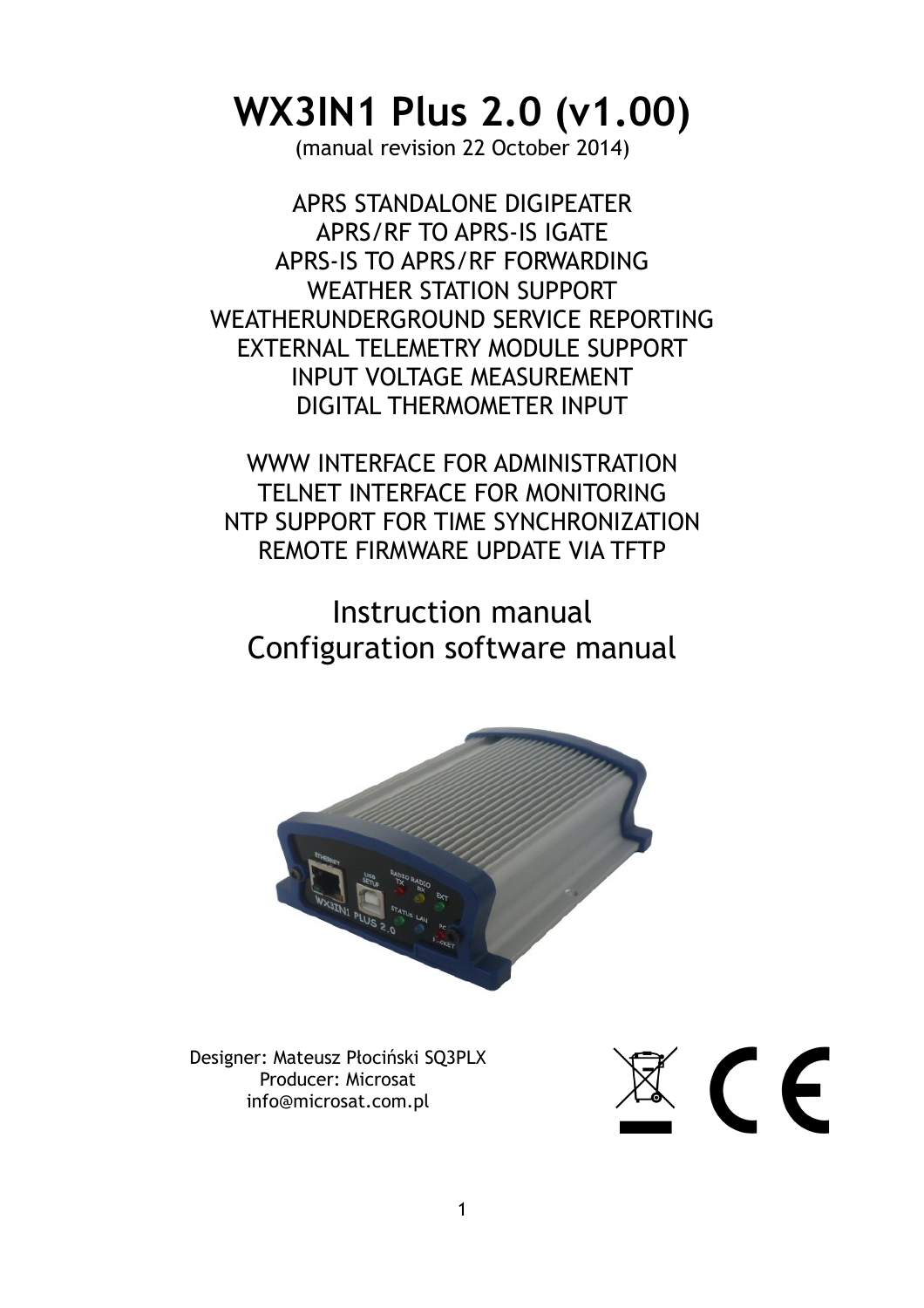# WX3IN1 Plus 2.0 (v1.00)

(manual revision 22 October 2014)

APRS STANDALONE DIGIPEATER
APRS/RF TO APRS-IS IGATE
APRS-IS TO APRS/RF FORWARDING
WEATHER STATION SUPPORT
WEATHERUNDERGROUND SERVICE REPORTING
EXTERNAL TELEMETRY MODULE SUPPORT
INPUT VOLTAGE MEASUREMENT
DIGITAL THERMOMETER INPUT

WWW INTERFACE FOR ADMINISTRATION
TELNET INTERFACE FOR MONITORING
NTP SUPPORT FOR TIME SYNCHRONIZATION
REMOTE FIRMWARE UPDATE VIA TFTP

## Instruction manual
## Configuration software manual

Designer: Mateusz Płociński SQ3PLX
Producer: Microsat
info@microsat.com.pl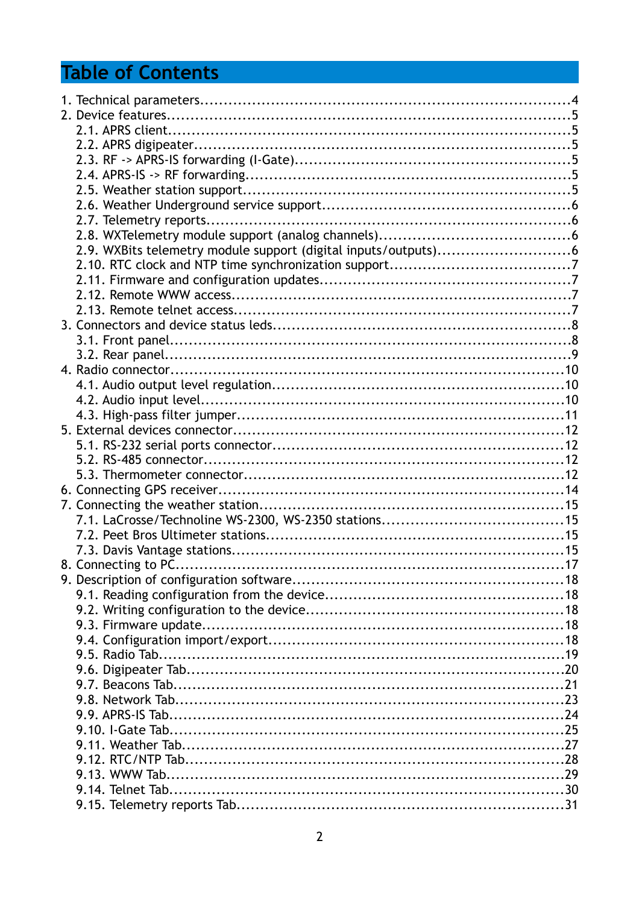# Table of Contents

1. Technical parameters....................4
2. Device features....................5
   - 2.1. APRS client....................5
   - 2.2. APRS digipeater....................5
   - 2.3. RF -> APRS-IS forwarding (I-Gate)....................5
   - 2.4. APRS-IS -> RF forwarding....................5
   - 2.5. Weather station support....................5
   - 2.6. Weather Underground service support....................6
   - 2.7. Telemetry reports....................6
   - 2.8. WXTelemetry module support (analog channels)....................6
   - 2.9. WXBits telemetry module support (digital inputs/outputs)....................6
   - 2.10. RTC clock and NTP time synchronization support....................7
   - 2.11. Firmware and configuration updates....................7
   - 2.12. Remote WWW access....................7
   - 2.13. Remote telnet access....................7
3. Connectors and device status leds....................8
   - 3.1. Front panel....................8
   - 3.2. Rear panel....................9
4. Radio connector....................10
   - 4.1. Audio output level regulation....................10
   - 4.2. Audio input level....................10
   - 4.3. High-pass filter jumper....................11
5. External devices connector....................12
   - 5.1. RS-232 serial ports connector....................12
   - 5.2. RS-485 connector....................12
   - 5.3. Thermometer connector....................12
6. Connecting GPS receiver....................14
7. Connecting the weather station....................15
   - 7.1. LaCrosse/Technoline WS-2300, WS-2350 stations....................15
   - 7.2. Peet Bros Ultimeter stations....................15
   - 7.3. Davis Vantage stations....................15
8. Connecting to PC....................17
9. Description of configuration software....................18
   - 9.1. Reading configuration from the device....................18
   - 9.2. Writing configuration to the device....................18
   - 9.3. Firmware update....................18
   - 9.4. Configuration import/export....................18
   - 9.5. Radio Tab....................19
   - 9.6. Digipeater Tab....................20
   - 9.7. Beacons Tab....................21
   - 9.8. Network Tab....................23
   - 9.9. APRS-IS Tab....................24
   - 9.10. I-Gate Tab....................25
   - 9.11. Weather Tab....................27
   - 9.12. RTC/NTP Tab....................28
   - 9.13. WWW Tab....................29
   - 9.14. Telnet Tab....................30
   - 9.15. Telemetry reports Tab....................31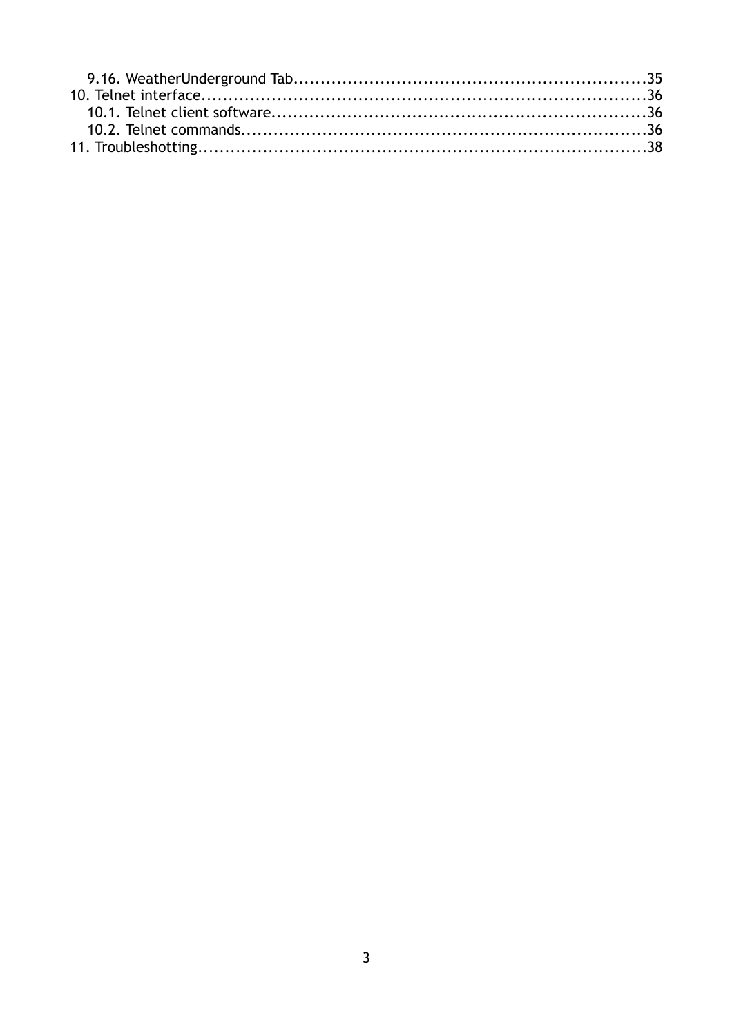9.16. WeatherUnderground Tab........................................................................35
10. Telnet interface.....................................................................................36
10.1. Telnet client software.........................................................................36
10.2. Telnet commands...............................................................................36
11. Troubleshotting........................................................................................38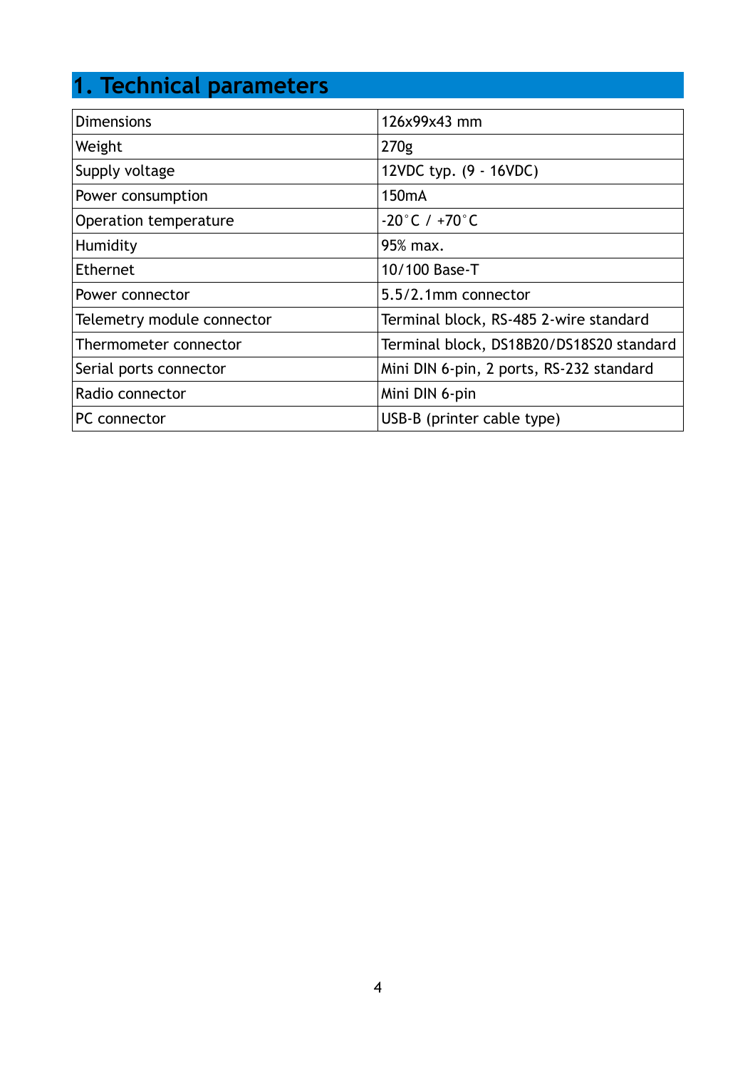# 1. Technical parameters

| | |
|---|---|
| Dimensions | 126x99x43 mm |
| Weight | 270g |
| Supply voltage | 12VDC typ. (9 - 16VDC) |
| Power consumption | 150mA |
| Operation temperature | -20°C / +70°C |
| Humidity | 95% max. |
| Ethernet | 10/100 Base-T |
| Power connector | 5.5/2.1mm connector |
| Telemetry module connector | Terminal block, RS-485 2-wire standard |
| Thermometer connector | Terminal block, DS18B20/DS18S20 standard |
| Serial ports connector | Mini DIN 6-pin, 2 ports, RS-232 standard |
| Radio connector | Mini DIN 6-pin |
| PC connector | USB-B (printer cable type) |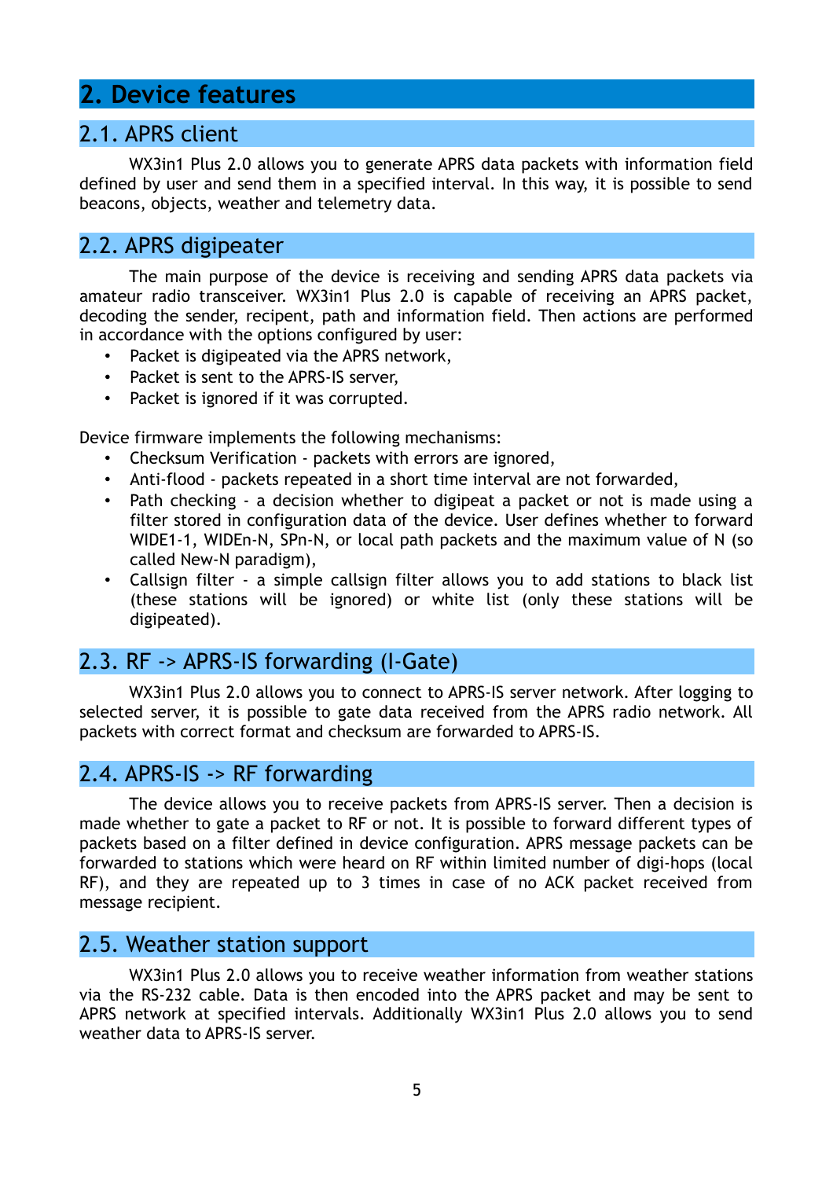# 2. Device features

## 2.1. APRS client

WX3in1 Plus 2.0 allows you to generate APRS data packets with information field defined by user and send them in a specified interval. In this way, it is possible to send beacons, objects, weather and telemetry data.

## 2.2. APRS digipeater

The main purpose of the device is receiving and sending APRS data packets via amateur radio transceiver. WX3in1 Plus 2.0 is capable of receiving an APRS packet, decoding the sender, recipent, path and information field. Then actions are performed in accordance with the options configured by user:

- Packet is digipeated via the APRS network,
- Packet is sent to the APRS-IS server,
- Packet is ignored if it was corrupted.

Device firmware implements the following mechanisms:

- Checksum Verification - packets with errors are ignored,
- Anti-flood - packets repeated in a short time interval are not forwarded,
- Path checking - a decision whether to digipeat a packet or not is made using a filter stored in configuration data of the device. User defines whether to forward WIDE1-1, WIDEn-N, SPn-N, or local path packets and the maximum value of N (so called New-N paradigm),
- Callsign filter - a simple callsign filter allows you to add stations to black list (these stations will be ignored) or white list (only these stations will be digipeated).

## 2.3. RF -> APRS-IS forwarding (I-Gate)

WX3in1 Plus 2.0 allows you to connect to APRS-IS server network. After logging to selected server, it is possible to gate data received from the APRS radio network. All packets with correct format and checksum are forwarded to APRS-IS.

## 2.4. APRS-IS -> RF forwarding

The device allows you to receive packets from APRS-IS server. Then a decision is made whether to gate a packet to RF or not. It is possible to forward different types of packets based on a filter defined in device configuration. APRS message packets can be forwarded to stations which were heard on RF within limited number of digi-hops (local RF), and they are repeated up to 3 times in case of no ACK packet received from message recipient.

## 2.5. Weather station support

WX3in1 Plus 2.0 allows you to receive weather information from weather stations via the RS-232 cable. Data is then encoded into the APRS packet and may be sent to APRS network at specified intervals. Additionally WX3in1 Plus 2.0 allows you to send weather data to APRS-IS server.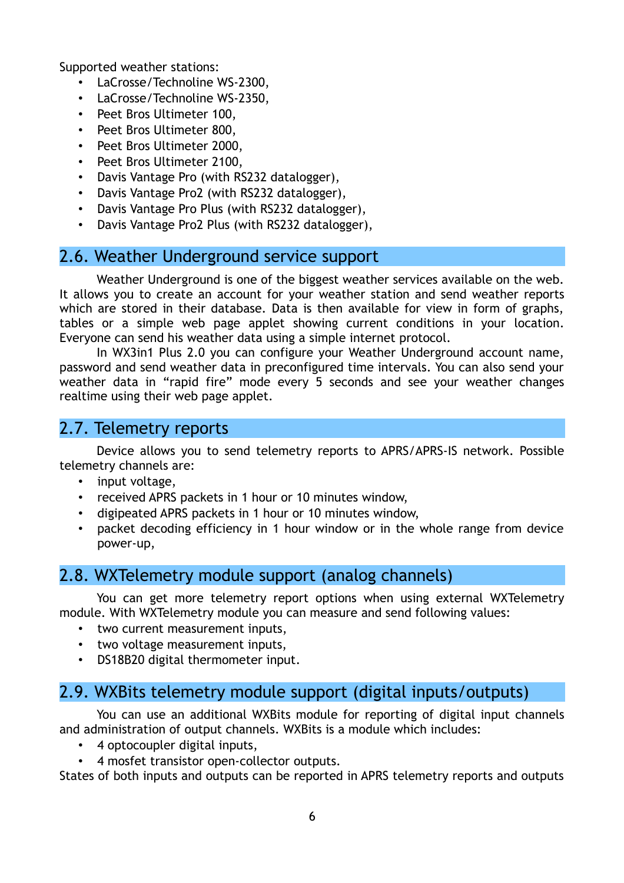Supported weather stations:

- LaCrosse/Technoline WS-2300,
- LaCrosse/Technoline WS-2350,
- Peet Bros Ultimeter 100,
- Peet Bros Ultimeter 800,
- Peet Bros Ultimeter 2000,
- Peet Bros Ultimeter 2100,
- Davis Vantage Pro (with RS232 datalogger),
- Davis Vantage Pro2 (with RS232 datalogger),
- Davis Vantage Pro Plus (with RS232 datalogger),
- Davis Vantage Pro2 Plus (with RS232 datalogger),

## 2.6. Weather Underground service support

Weather Underground is one of the biggest weather services available on the web. It allows you to create an account for your weather station and send weather reports which are stored in their database. Data is then available for view in form of graphs, tables or a simple web page applet showing current conditions in your location. Everyone can send his weather data using a simple internet protocol.

In WX3in1 Plus 2.0 you can configure your Weather Underground account name, password and send weather data in preconfigured time intervals. You can also send your weather data in "rapid fire" mode every 5 seconds and see your weather changes realtime using their web page applet.

## 2.7. Telemetry reports

Device allows you to send telemetry reports to APRS/APRS-IS network. Possible telemetry channels are:

- input voltage,
- received APRS packets in 1 hour or 10 minutes window,
- digipeated APRS packets in 1 hour or 10 minutes window,
- packet decoding efficiency in 1 hour window or in the whole range from device power-up,

## 2.8. WXTelemetry module support (analog channels)

You can get more telemetry report options when using external WXTelemetry module. With WXTelemetry module you can measure and send following values:

- two current measurement inputs,
- two voltage measurement inputs,
- DS18B20 digital thermometer input.

## 2.9. WXBits telemetry module support (digital inputs/outputs)

You can use an additional WXBits module for reporting of digital input channels and administration of output channels. WXBits is a module which includes:

- 4 optocoupler digital inputs,
- 4 mosfet transistor open-collector outputs.

States of both inputs and outputs can be reported in APRS telemetry reports and outputs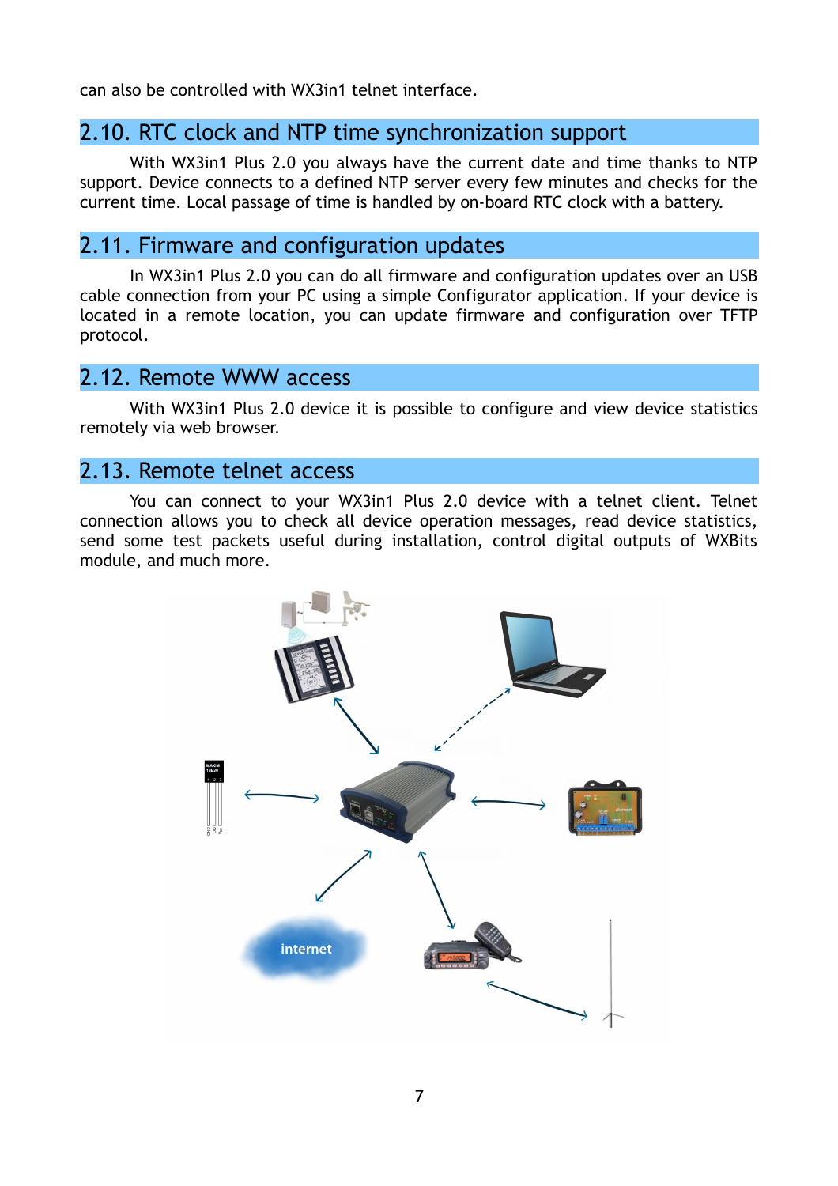can also be controlled with WX3in1 telnet interface.

## 2.10. RTC clock and NTP time synchronization support

With WX3in1 Plus 2.0 you always have the current date and time thanks to NTP support. Device connects to a defined NTP server every few minutes and checks for the current time. Local passage of time is handled by on-board RTC clock with a battery.

## 2.11. Firmware and configuration updates

In WX3in1 Plus 2.0 you can do all firmware and configuration updates over an USB cable connection from your PC using a simple Configurator application. If your device is located in a remote location, you can update firmware and configuration over TFTP protocol.

## 2.12. Remote WWW access

With WX3in1 Plus 2.0 device it is possible to configure and view device statistics remotely via web browser.

## 2.13. Remote telnet access

You can connect to your WX3in1 Plus 2.0 device with a telnet client. Telnet connection allows you to check all device operation messages, read device statistics, send some test packets useful during installation, control digital outputs of WXBits module, and much more.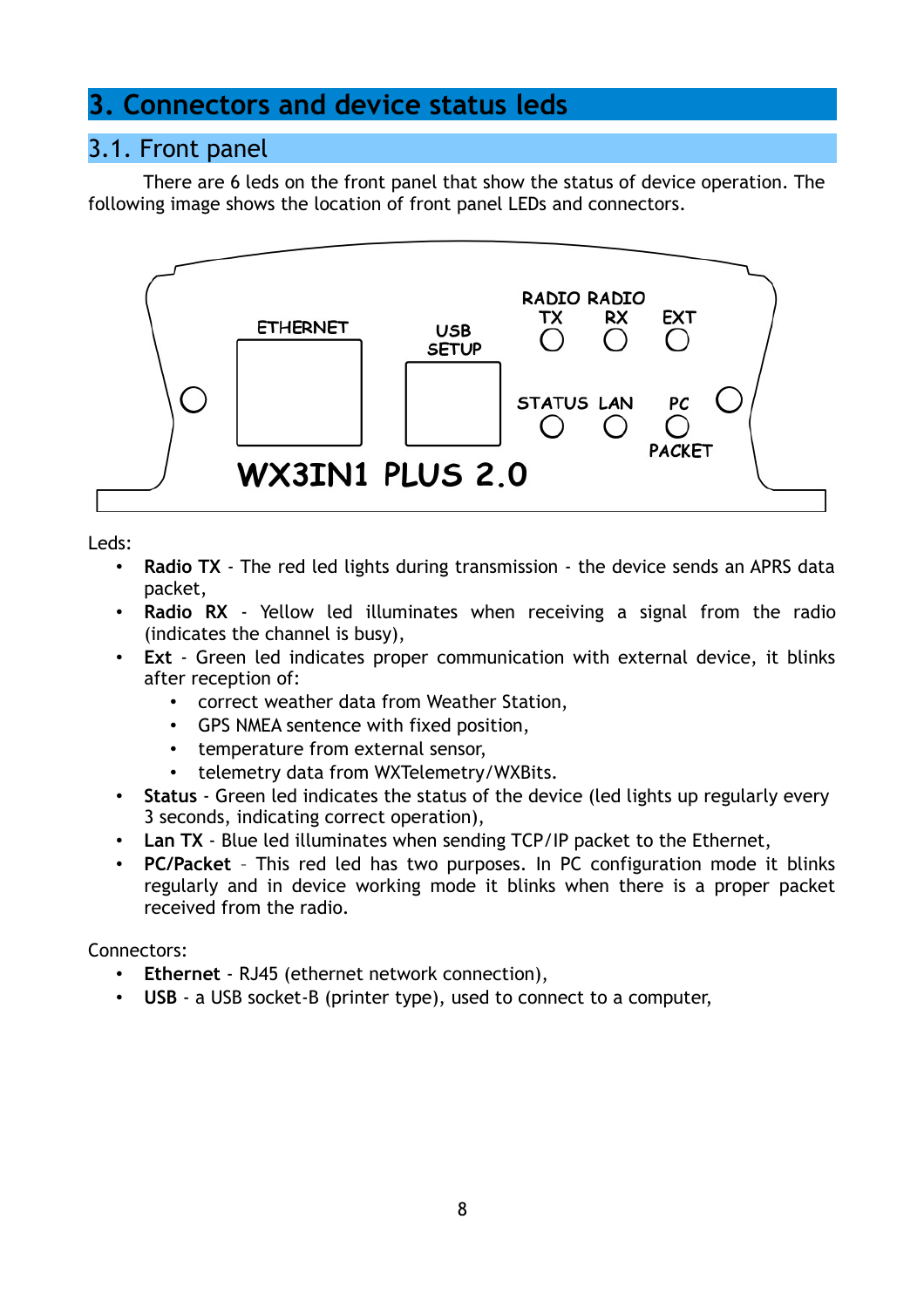# 3. Connectors and device status leds

## 3.1. Front panel

There are 6 leds on the front panel that show the status of device operation. The following image shows the location of front panel LEDs and connectors.

Leds:

- **Radio TX** - The red led lights during transmission - the device sends an APRS data packet,
- **Radio RX** - Yellow led illuminates when receiving a signal from the radio (indicates the channel is busy),
- **Ext** - Green led indicates proper communication with external device, it blinks after reception of:
  - correct weather data from Weather Station,
  - GPS NMEA sentence with fixed position,
  - temperature from external sensor,
  - telemetry data from WXTelemetry/WXBits.
- **Status** - Green led indicates the status of the device (led lights up regularly every 3 seconds, indicating correct operation),
- **Lan TX** - Blue led illuminates when sending TCP/IP packet to the Ethernet,
- **PC/Packet** – This red led has two purposes. In PC configuration mode it blinks regularly and in device working mode it blinks when there is a proper packet received from the radio.

Connectors:

- **Ethernet** - RJ45 (ethernet network connection),
- **USB** - a USB socket-B (printer type), used to connect to a computer,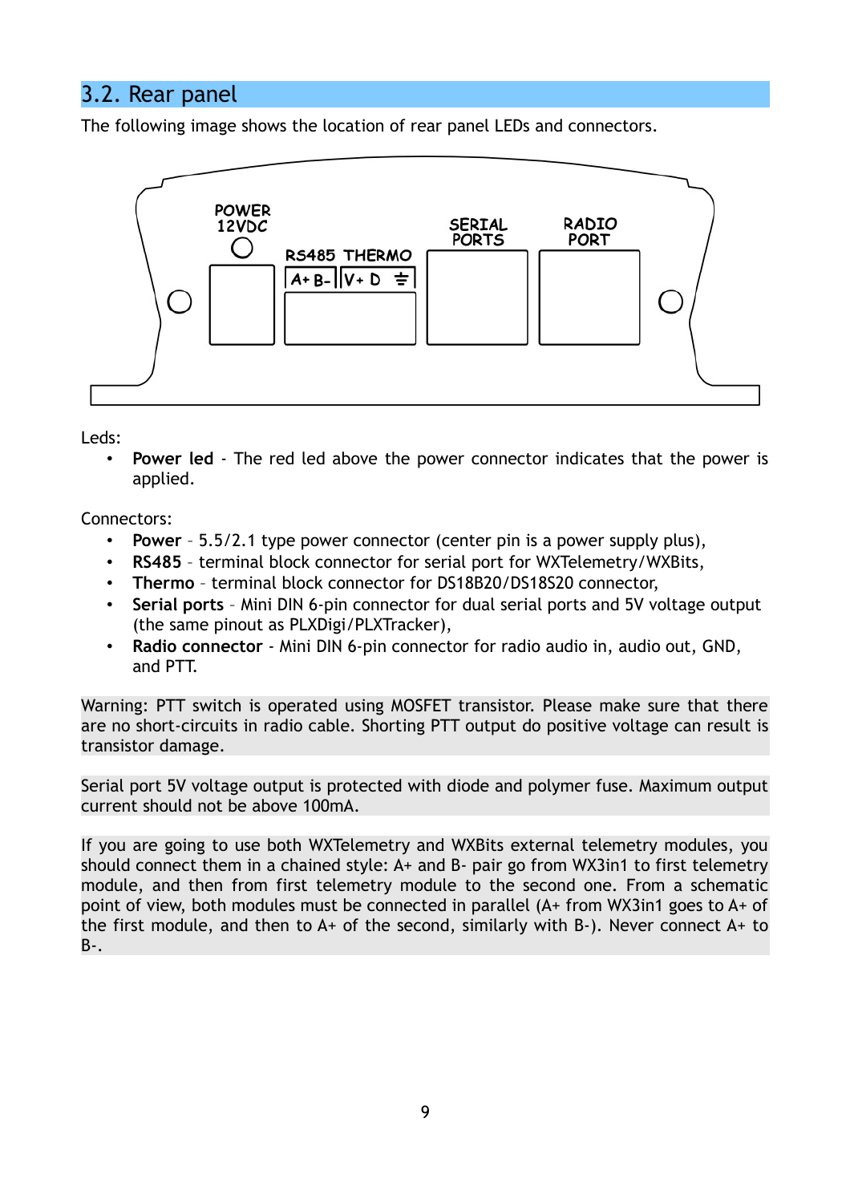## 3.2. Rear panel

The following image shows the location of rear panel LEDs and connectors.

Leds:

- **Power led** - The red led above the power connector indicates that the power is applied.

Connectors:

- **Power** – 5.5/2.1 type power connector (center pin is a power supply plus),
- **RS485** – terminal block connector for serial port for WXTelemetry/WXBits,
- **Thermo** – terminal block connector for DS18B20/DS18S20 connector,
- **Serial ports** – Mini DIN 6-pin connector for dual serial ports and 5V voltage output (the same pinout as PLXDigi/PLXTracker),
- **Radio connector** - Mini DIN 6-pin connector for radio audio in, audio out, GND, and PTT.

Warning: PTT switch is operated using MOSFET transistor. Please make sure that there are no short-circuits in radio cable. Shorting PTT output do positive voltage can result is transistor damage.

Serial port 5V voltage output is protected with diode and polymer fuse. Maximum output current should not be above 100mA.

If you are going to use both WXTelemetry and WXBits external telemetry modules, you should connect them in a chained style: A+ and B- pair go from WX3in1 to first telemetry module, and then from first telemetry module to the second one. From a schematic point of view, both modules must be connected in parallel (A+ from WX3in1 goes to A+ of the first module, and then to A+ of the second, similarly with B-). Never connect A+ to B-.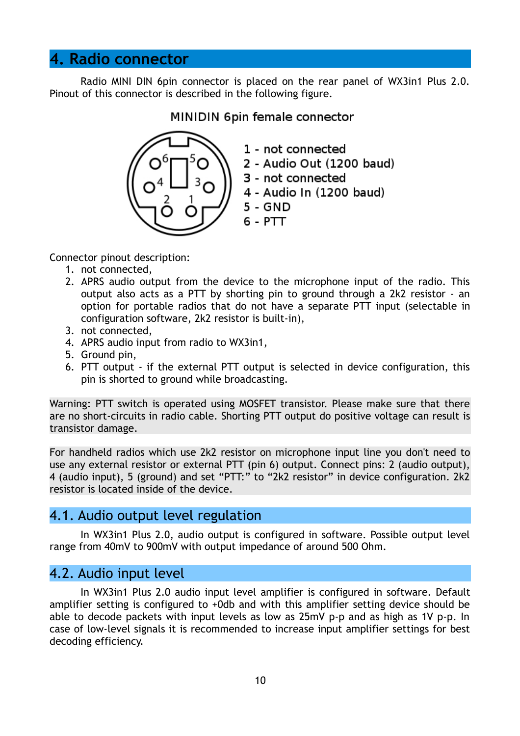# 4. Radio connector

Radio MINI DIN 6pin connector is placed on the rear panel of WX3in1 Plus 2.0. Pinout of this connector is described in the following figure.

MINIDIN 6pin female connector

1 - not connected
2 - Audio Out (1200 baud)
3 - not connected
4 - Audio In (1200 baud)
5 - GND
6 - PTT

Connector pinout description:

1. not connected,
2. APRS audio output from the device to the microphone input of the radio. This output also acts as a PTT by shorting pin to ground through a 2k2 resistor - an option for portable radios that do not have a separate PTT input (selectable in configuration software, 2k2 resistor is built-in),
3. not connected,
4. APRS audio input from radio to WX3in1,
5. Ground pin,
6. PTT output - if the external PTT output is selected in device configuration, this pin is shorted to ground while broadcasting.

Warning: PTT switch is operated using MOSFET transistor. Please make sure that there are no short-circuits in radio cable. Shorting PTT output do positive voltage can result is transistor damage.

For handheld radios which use 2k2 resistor on microphone input line you don't need to use any external resistor or external PTT (pin 6) output. Connect pins: 2 (audio output), 4 (audio input), 5 (ground) and set “PTT:” to “2k2 resistor” in device configuration. 2k2 resistor is located inside of the device.

## 4.1. Audio output level regulation

In WX3in1 Plus 2.0, audio output is configured in software. Possible output level range from 40mV to 900mV with output impedance of around 500 Ohm.

## 4.2. Audio input level

In WX3in1 Plus 2.0 audio input level amplifier is configured in software. Default amplifier setting is configured to +0db and with this amplifier setting device should be able to decode packets with input levels as low as 25mV p-p and as high as 1V p-p. In case of low-level signals it is recommended to increase input amplifier settings for best decoding efficiency.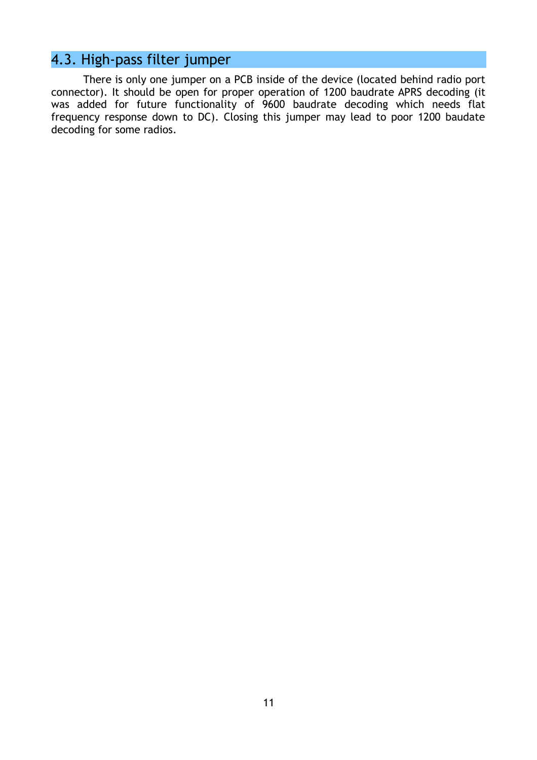## 4.3. High-pass filter jumper

There is only one jumper on a PCB inside of the device (located behind radio port connector). It should be open for proper operation of 1200 baudrate APRS decoding (it was added for future functionality of 9600 baudrate decoding which needs flat frequency response down to DC). Closing this jumper may lead to poor 1200 baudate decoding for some radios.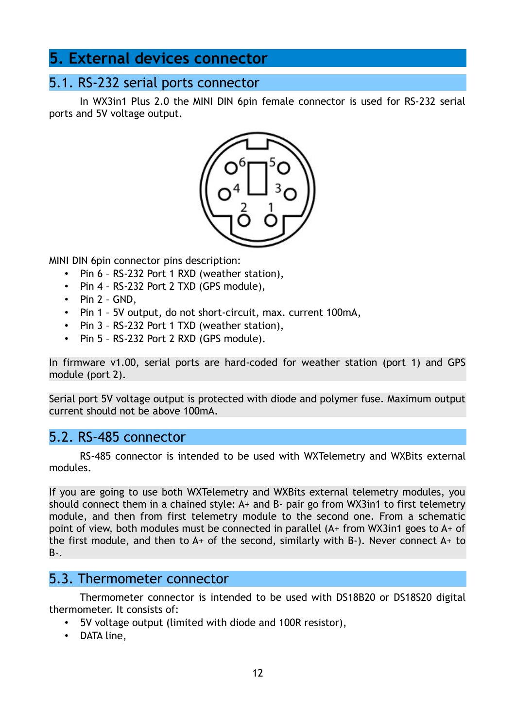# 5. External devices connector

## 5.1. RS-232 serial ports connector

In WX3in1 Plus 2.0 the MINI DIN 6pin female connector is used for RS-232 serial ports and 5V voltage output.

MINI DIN 6pin connector pins description:

- Pin 6 – RS-232 Port 1 RXD (weather station),
- Pin 4 – RS-232 Port 2 TXD (GPS module),
- Pin 2 – GND,
- Pin 1 – 5V output, do not short-circuit, max. current 100mA,
- Pin 3 – RS-232 Port 1 TXD (weather station),
- Pin 5 – RS-232 Port 2 RXD (GPS module).

In firmware v1.00, serial ports are hard-coded for weather station (port 1) and GPS module (port 2).

Serial port 5V voltage output is protected with diode and polymer fuse. Maximum output current should not be above 100mA.

## 5.2. RS-485 connector

RS-485 connector is intended to be used with WXTelemetry and WXBits external modules.

If you are going to use both WXTelemetry and WXBits external telemetry modules, you should connect them in a chained style: A+ and B- pair go from WX3in1 to first telemetry module, and then from first telemetry module to the second one. From a schematic point of view, both modules must be connected in parallel (A+ from WX3in1 goes to A+ of the first module, and then to A+ of the second, similarly with B-). Never connect A+ to B-.

## 5.3. Thermometer connector

Thermometer connector is intended to be used with DS18B20 or DS18S20 digital thermometer. It consists of:

- 5V voltage output (limited with diode and 100R resistor),
- DATA line,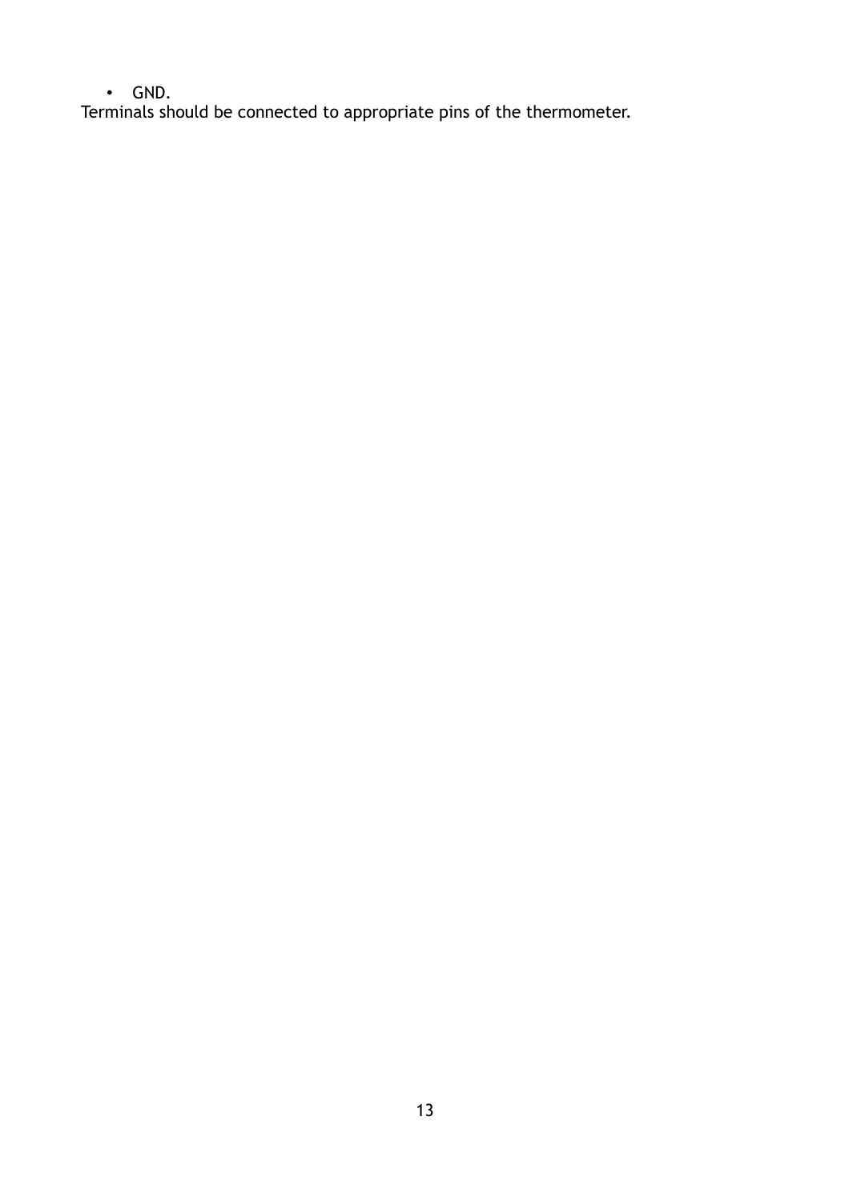- GND.

Terminals should be connected to appropriate pins of the thermometer.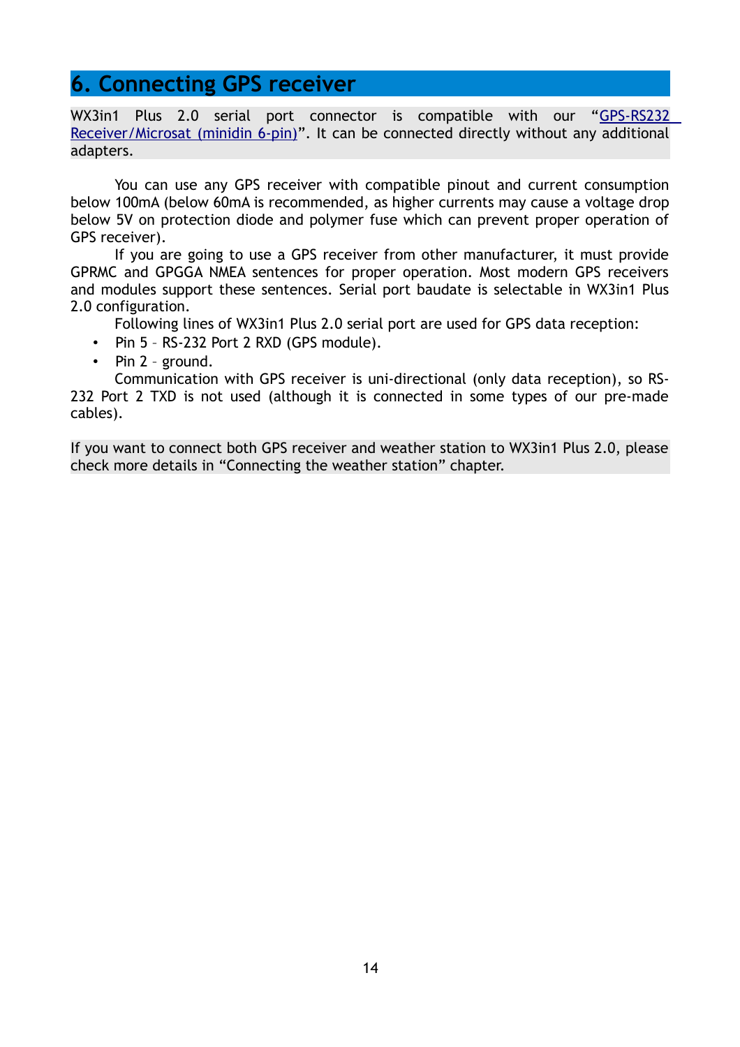# 6. Connecting GPS receiver

WX3in1 Plus 2.0 serial port connector is compatible with our "GPS-RS232 Receiver/Microsat (minidin 6-pin)". It can be connected directly without any additional adapters.

You can use any GPS receiver with compatible pinout and current consumption below 100mA (below 60mA is recommended, as higher currents may cause a voltage drop below 5V on protection diode and polymer fuse which can prevent proper operation of GPS receiver).

If you are going to use a GPS receiver from other manufacturer, it must provide GPRMC and GPGGA NMEA sentences for proper operation. Most modern GPS receivers and modules support these sentences. Serial port baudate is selectable in WX3in1 Plus 2.0 configuration.

Following lines of WX3in1 Plus 2.0 serial port are used for GPS data reception:

- Pin 5 – RS-232 Port 2 RXD (GPS module).
- Pin 2 – ground.

Communication with GPS receiver is uni-directional (only data reception), so RS-232 Port 2 TXD is not used (although it is connected in some types of our pre-made cables).

If you want to connect both GPS receiver and weather station to WX3in1 Plus 2.0, please check more details in "Connecting the weather station" chapter.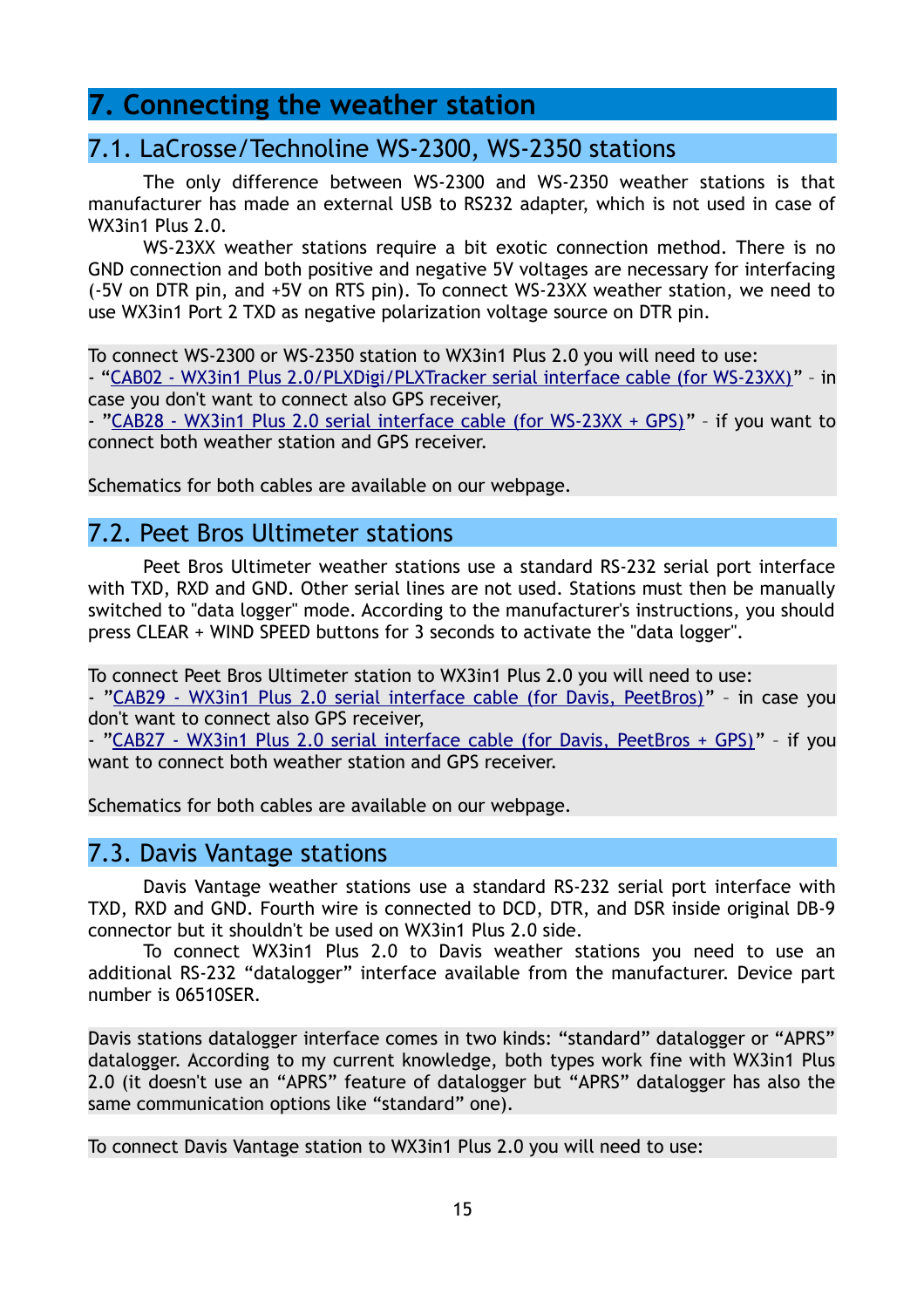# 7. Connecting the weather station

## 7.1. LaCrosse/Technoline WS-2300, WS-2350 stations

The only difference between WS-2300 and WS-2350 weather stations is that manufacturer has made an external USB to RS232 adapter, which is not used in case of WX3in1 Plus 2.0.

WS-23XX weather stations require a bit exotic connection method. There is no GND connection and both positive and negative 5V voltages are necessary for interfacing (-5V on DTR pin, and +5V on RTS pin). To connect WS-23XX weather station, we need to use WX3in1 Port 2 TXD as negative polarization voltage source on DTR pin.

To connect WS-2300 or WS-2350 station to WX3in1 Plus 2.0 you will need to use:
- "CAB02 - WX3in1 Plus 2.0/PLXDigi/PLXTracker serial interface cable (for WS-23XX)" – in case you don't want to connect also GPS receiver,
- "CAB28 - WX3in1 Plus 2.0 serial interface cable (for WS-23XX + GPS)" – if you want to connect both weather station and GPS receiver.

Schematics for both cables are available on our webpage.

## 7.2. Peet Bros Ultimeter stations

Peet Bros Ultimeter weather stations use a standard RS-232 serial port interface with TXD, RXD and GND. Other serial lines are not used. Stations must then be manually switched to "data logger" mode. According to the manufacturer's instructions, you should press CLEAR + WIND SPEED buttons for 3 seconds to activate the "data logger".

To connect Peet Bros Ultimeter station to WX3in1 Plus 2.0 you will need to use:
- "CAB29 - WX3in1 Plus 2.0 serial interface cable (for Davis, PeetBros)" – in case you don't want to connect also GPS receiver,
- "CAB27 - WX3in1 Plus 2.0 serial interface cable (for Davis, PeetBros + GPS)" – if you want to connect both weather station and GPS receiver.

Schematics for both cables are available on our webpage.

## 7.3. Davis Vantage stations

Davis Vantage weather stations use a standard RS-232 serial port interface with TXD, RXD and GND. Fourth wire is connected to DCD, DTR, and DSR inside original DB-9 connector but it shouldn't be used on WX3in1 Plus 2.0 side.

To connect WX3in1 Plus 2.0 to Davis weather stations you need to use an additional RS-232 "datalogger" interface available from the manufacturer. Device part number is 06510SER.

Davis stations datalogger interface comes in two kinds: "standard" datalogger or "APRS" datalogger. According to my current knowledge, both types work fine with WX3in1 Plus 2.0 (it doesn't use an "APRS" feature of datalogger but "APRS" datalogger has also the same communication options like "standard" one).

To connect Davis Vantage station to WX3in1 Plus 2.0 you will need to use: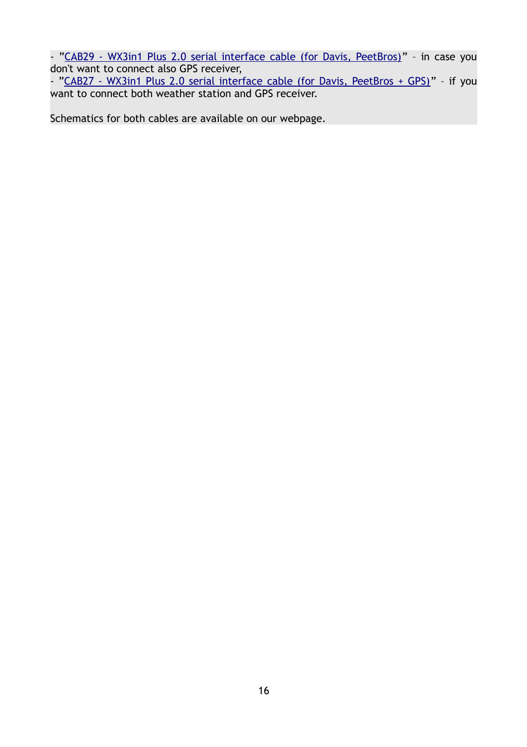- "CAB29 - WX3in1 Plus 2.0 serial interface cable (for Davis, PeetBros)" – in case you don't want to connect also GPS receiver,
- "CAB27 - WX3in1 Plus 2.0 serial interface cable (for Davis, PeetBros + GPS)" – if you want to connect both weather station and GPS receiver.

Schematics for both cables are available on our webpage.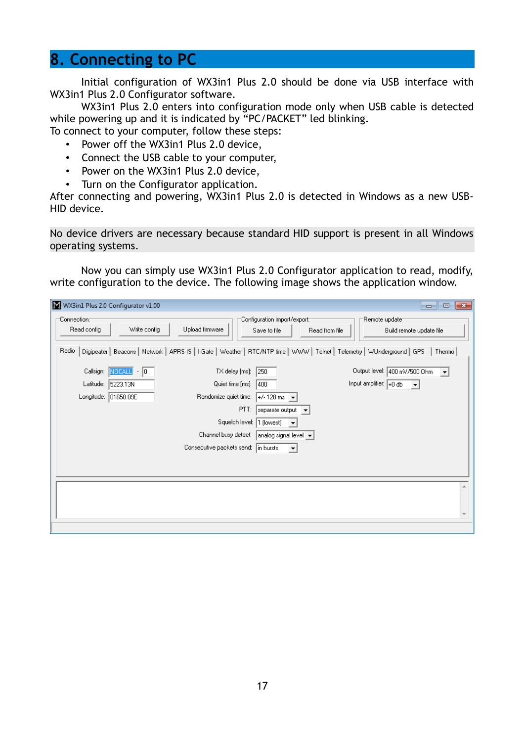# 8. Connecting to PC

Initial configuration of WX3in1 Plus 2.0 should be done via USB interface with WX3in1 Plus 2.0 Configurator software.

WX3in1 Plus 2.0 enters into configuration mode only when USB cable is detected while powering up and it is indicated by “PC/PACKET” led blinking.

To connect to your computer, follow these steps:

- Power off the WX3in1 Plus 2.0 device,
- Connect the USB cable to your computer,
- Power on the WX3in1 Plus 2.0 device,
- Turn on the Configurator application.

After connecting and powering, WX3in1 Plus 2.0 is detected in Windows as a new USB-HID device.

No device drivers are necessary because standard HID support is present in all Windows operating systems.

Now you can simply use WX3in1 Plus 2.0 Configurator application to read, modify, write configuration to the device. The following image shows the application window.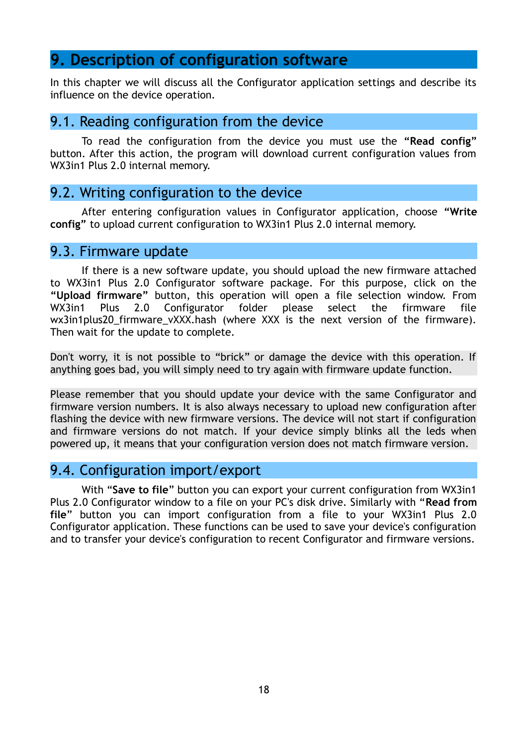# 9. Description of configuration software

In this chapter we will discuss all the Configurator application settings and describe its influence on the device operation.

## 9.1. Reading configuration from the device

To read the configuration from the device you must use the **“Read config”** button. After this action, the program will download current configuration values from WX3in1 Plus 2.0 internal memory.

## 9.2. Writing configuration to the device

After entering configuration values in Configurator application, choose **“Write config”** to upload current configuration to WX3in1 Plus 2.0 internal memory.

## 9.3. Firmware update

If there is a new software update, you should upload the new firmware attached to WX3in1 Plus 2.0 Configurator software package. For this purpose, click on the **“Upload firmware”** button, this operation will open a file selection window. From WX3in1 Plus 2.0 Configurator folder please select the firmware file wx3in1plus20_firmware_vXXX.hash (where XXX is the next version of the firmware). Then wait for the update to complete.

Don't worry, it is not possible to “brick” or damage the device with this operation. If anything goes bad, you will simply need to try again with firmware update function.

Please remember that you should update your device with the same Configurator and firmware version numbers. It is also always necessary to upload new configuration after flashing the device with new firmware versions. The device will not start if configuration and firmware versions do not match. If your device simply blinks all the leds when powered up, it means that your configuration version does not match firmware version.

## 9.4. Configuration import/export

With “**Save to file**” button you can export your current configuration from WX3in1 Plus 2.0 Configurator window to a file on your PC's disk drive. Similarly with “**Read from file**” button you can import configuration from a file to your WX3in1 Plus 2.0 Configurator application. These functions can be used to save your device's configuration and to transfer your device's configuration to recent Configurator and firmware versions.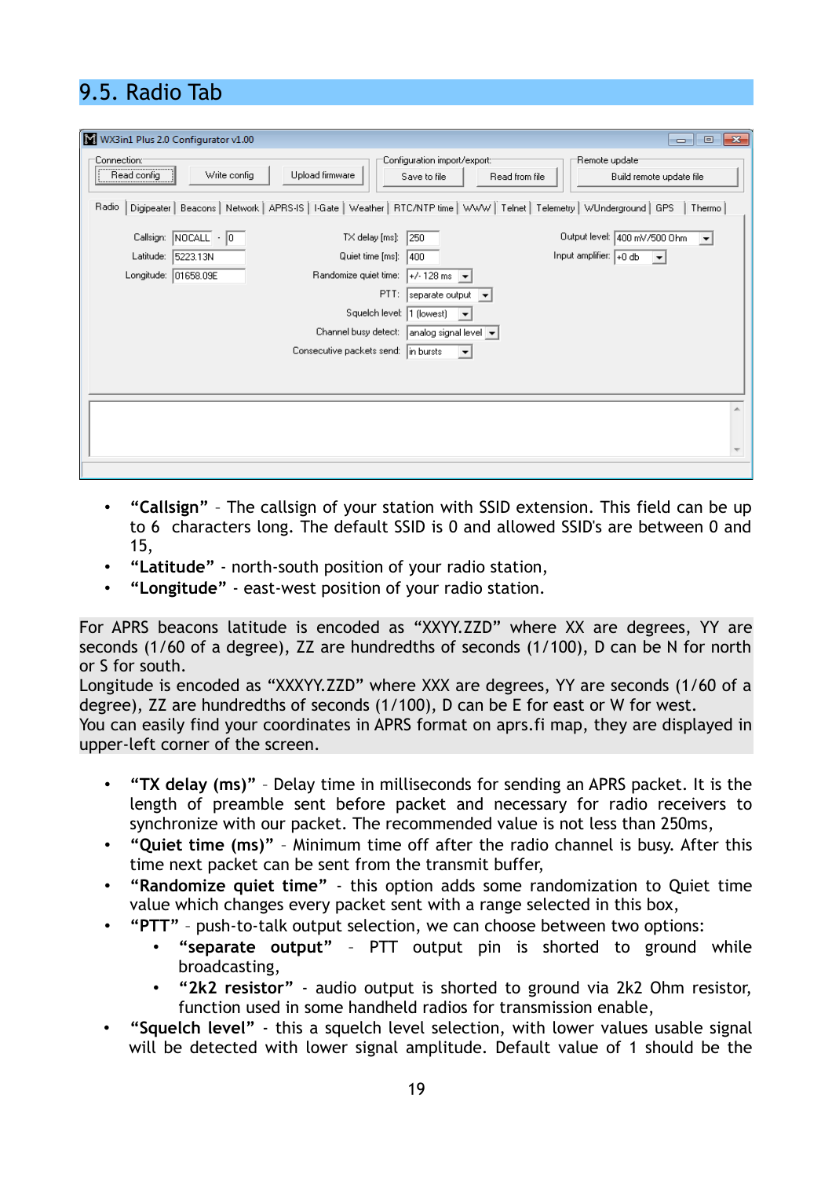## 9.5. Radio Tab

- **"Callsign"** – The callsign of your station with SSID extension. This field can be up to 6 characters long. The default SSID is 0 and allowed SSID's are between 0 and 15,
- **"Latitude"** - north-south position of your radio station,
- **"Longitude"** - east-west position of your radio station.

For APRS beacons latitude is encoded as "XXYY.ZZD" where XX are degrees, YY are seconds (1/60 of a degree), ZZ are hundredths of seconds (1/100), D can be N for north or S for south.
Longitude is encoded as "XXXYY.ZZD" where XXX are degrees, YY are seconds (1/60 of a degree), ZZ are hundredths of seconds (1/100), D can be E for east or W for west.
You can easily find your coordinates in APRS format on aprs.fi map, they are displayed in upper-left corner of the screen.

- **"TX delay (ms)"** – Delay time in milliseconds for sending an APRS packet. It is the length of preamble sent before packet and necessary for radio receivers to synchronize with our packet. The recommended value is not less than 250ms,
- **"Quiet time (ms)"** – Minimum time off after the radio channel is busy. After this time next packet can be sent from the transmit buffer,
- **"Randomize quiet time"** - this option adds some randomization to Quiet time value which changes every packet sent with a range selected in this box,
- **"PTT"** – push-to-talk output selection, we can choose between two options:
  - **"separate output"** – PTT output pin is shorted to ground while broadcasting,
  - **"2k2 resistor"** - audio output is shorted to ground via 2k2 Ohm resistor, function used in some handheld radios for transmission enable,
- **"Squelch level"** - this a squelch level selection, with lower values usable signal will be detected with lower signal amplitude. Default value of 1 should be the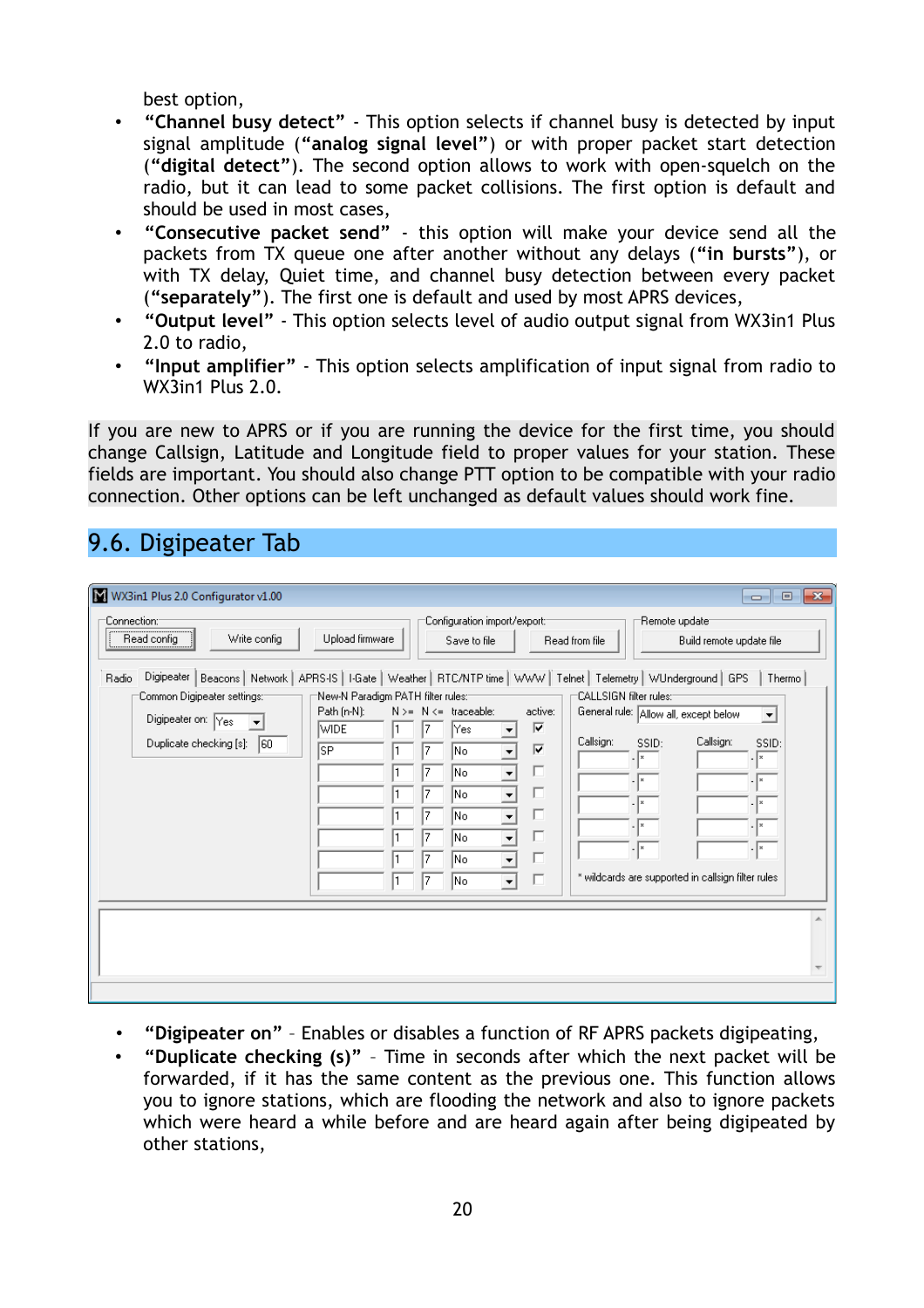best option,

- **“Channel busy detect”** - This option selects if channel busy is detected by input signal amplitude (**“analog signal level”**) or with proper packet start detection (**“digital detect”**). The second option allows to work with open-squelch on the radio, but it can lead to some packet collisions. The first option is default and should be used in most cases,
- **“Consecutive packet send”** - this option will make your device send all the packets from TX queue one after another without any delays (**“in bursts”**), or with TX delay, Quiet time, and channel busy detection between every packet (**“separately”**). The first one is default and used by most APRS devices,
- **“Output level”** - This option selects level of audio output signal from WX3in1 Plus 2.0 to radio,
- **“Input amplifier”** - This option selects amplification of input signal from radio to WX3in1 Plus 2.0.

If you are new to APRS or if you are running the device for the first time, you should change Callsign, Latitude and Longitude field to proper values for your station. These fields are important. You should also change PTT option to be compatible with your radio connection. Other options can be left unchanged as default values should work fine.

## 9.6. Digipeater Tab

- **“Digipeater on”** – Enables or disables a function of RF APRS packets digipeating,
- **“Duplicate checking (s)”** – Time in seconds after which the next packet will be forwarded, if it has the same content as the previous one. This function allows you to ignore stations, which are flooding the network and also to ignore packets which were heard a while before and are heard again after being digipeated by other stations,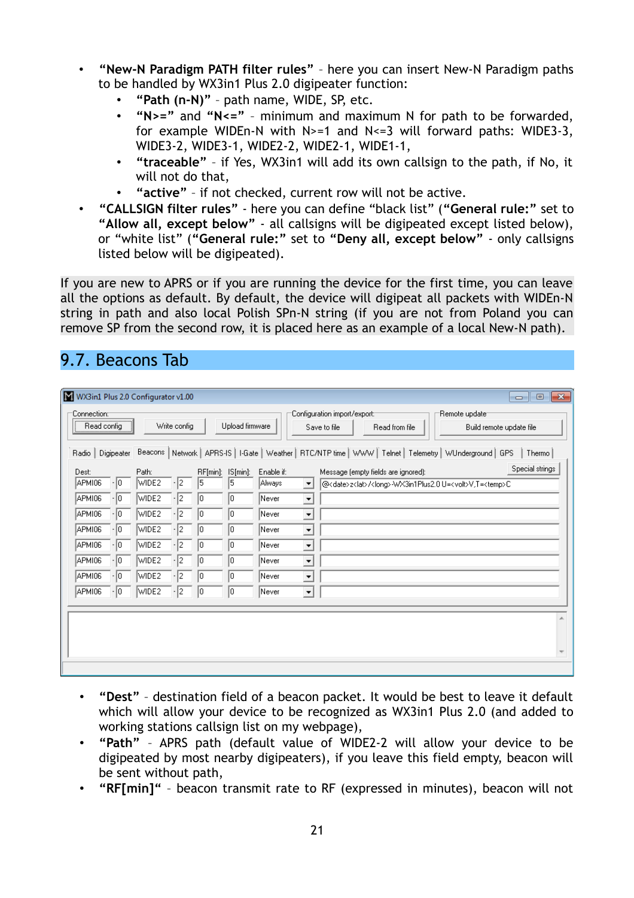- **"New-N Paradigm PATH filter rules"** – here you can insert New-N Paradigm paths to be handled by WX3in1 Plus 2.0 digipeater function:
  - **"Path (n-N)"** – path name, WIDE, SP, etc.
  - **"N>="** and **"N<="** – minimum and maximum N for path to be forwarded, for example WIDEn-N with N>=1 and N<=3 will forward paths: WIDE3-3, WIDE3-2, WIDE3-1, WIDE2-2, WIDE2-1, WIDE1-1,
  - **"traceable"** – if Yes, WX3in1 will add its own callsign to the path, if No, it will not do that,
  - **"active"** – if not checked, current row will not be active.
- **"CALLSIGN filter rules"** - here you can define "black list" (**"General rule:"** set to **"Allow all, except below"** - all callsigns will be digipeated except listed below), or "white list" (**"General rule:"** set to **"Deny all, except below"** - only callsigns listed below will be digipeated).

If you are new to APRS or if you are running the device for the first time, you can leave all the options as default. By default, the device will digipeat all packets with WIDEn-N string in path and also local Polish SPn-N string (if you are not from Poland you can remove SP from the second row, it is placed here as an example of a local New-N path).

## 9.7. Beacons Tab

- **"Dest"** – destination field of a beacon packet. It would be best to leave it default which will allow your device to be recognized as WX3in1 Plus 2.0 (and added to working stations callsign list on my webpage),
- **"Path"** – APRS path (default value of WIDE2-2 will allow your device to be digipeated by most nearby digipeaters), if you leave this field empty, beacon will be sent without path,
- **"RF[min]"** – beacon transmit rate to RF (expressed in minutes), beacon will not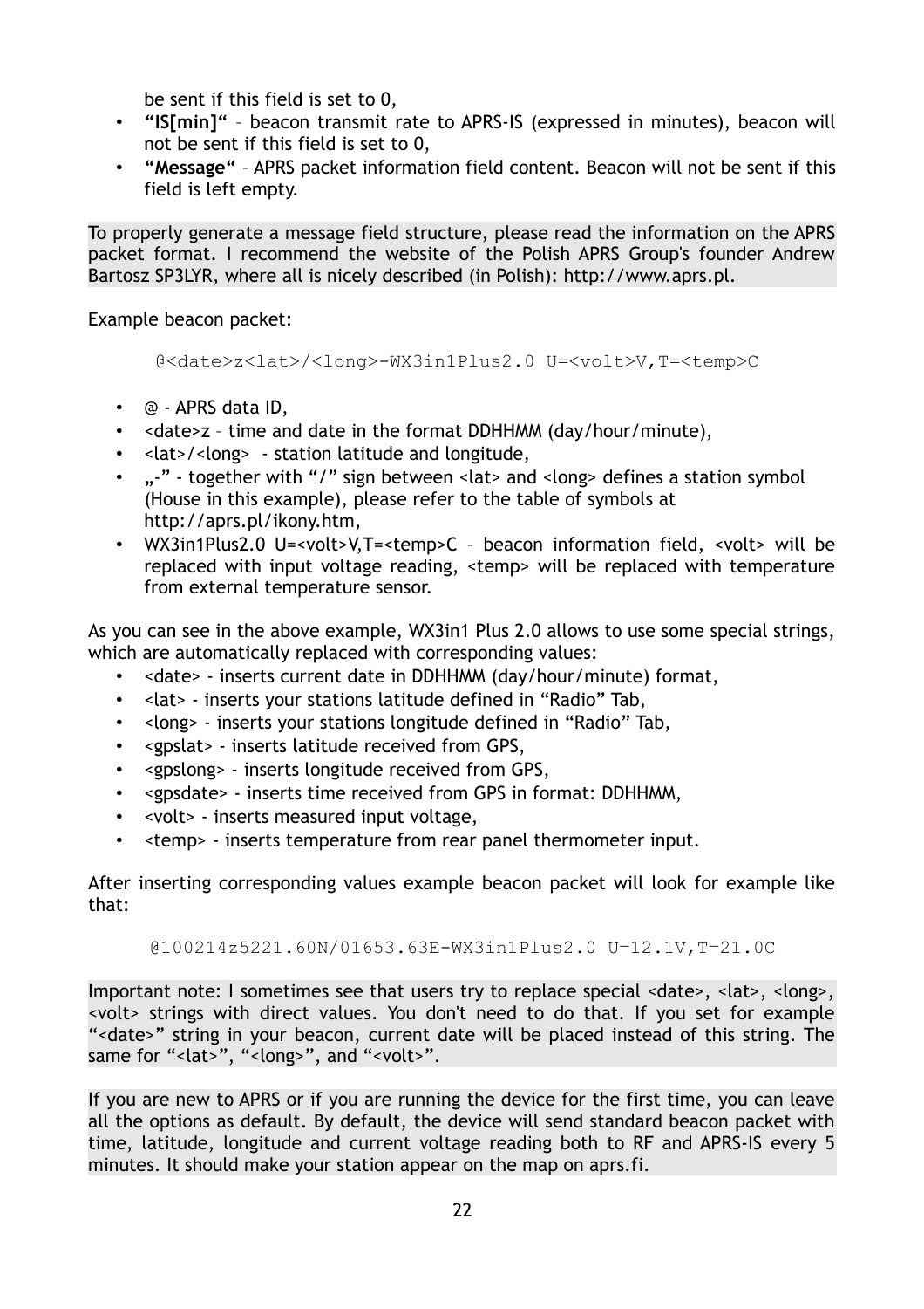be sent if this field is set to 0,

- **"IS[min]"** – beacon transmit rate to APRS-IS (expressed in minutes), beacon will not be sent if this field is set to 0,
- **"Message"** – APRS packet information field content. Beacon will not be sent if this field is left empty.

To properly generate a message field structure, please read the information on the APRS packet format. I recommend the website of the Polish APRS Group's founder Andrew Bartosz SP3LYR, where all is nicely described (in Polish): http://www.aprs.pl.

Example beacon packet:

```
@<date>z<lat>/<long>-WX3in1Plus2.0 U=<volt>V,T=<temp>C
```

- @ - APRS data ID,
- <date>z – time and date in the format DDHHMM (day/hour/minute),
- <lat>/<long> - station latitude and longitude,
- „-" - together with "/" sign between <lat> and <long> defines a station symbol (House in this example), please refer to the table of symbols at http://aprs.pl/ikony.htm,
- WX3in1Plus2.0 U=<volt>V,T=<temp>C – beacon information field, <volt> will be replaced with input voltage reading, <temp> will be replaced with temperature from external temperature sensor.

As you can see in the above example, WX3in1 Plus 2.0 allows to use some special strings, which are automatically replaced with corresponding values:

- <date> - inserts current date in DDHHMM (day/hour/minute) format,
- <lat> - inserts your stations latitude defined in "Radio" Tab,
- <long> - inserts your stations longitude defined in "Radio" Tab,
- <gpslat> - inserts latitude received from GPS,
- <gpslong> - inserts longitude received from GPS,
- <gpsdate> - inserts time received from GPS in format: DDHHMM,
- <volt> - inserts measured input voltage,
- <temp> - inserts temperature from rear panel thermometer input.

After inserting corresponding values example beacon packet will look for example like that:

```
@100214z5221.60N/01653.63E-WX3in1Plus2.0 U=12.1V,T=21.0C
```

Important note: I sometimes see that users try to replace special <date>, <lat>, <long>, <volt> strings with direct values. You don't need to do that. If you set for example "<date>" string in your beacon, current date will be placed instead of this string. The same for "<lat>", "<long>", and "<volt>".

If you are new to APRS or if you are running the device for the first time, you can leave all the options as default. By default, the device will send standard beacon packet with time, latitude, longitude and current voltage reading both to RF and APRS-IS every 5 minutes. It should make your station appear on the map on aprs.fi.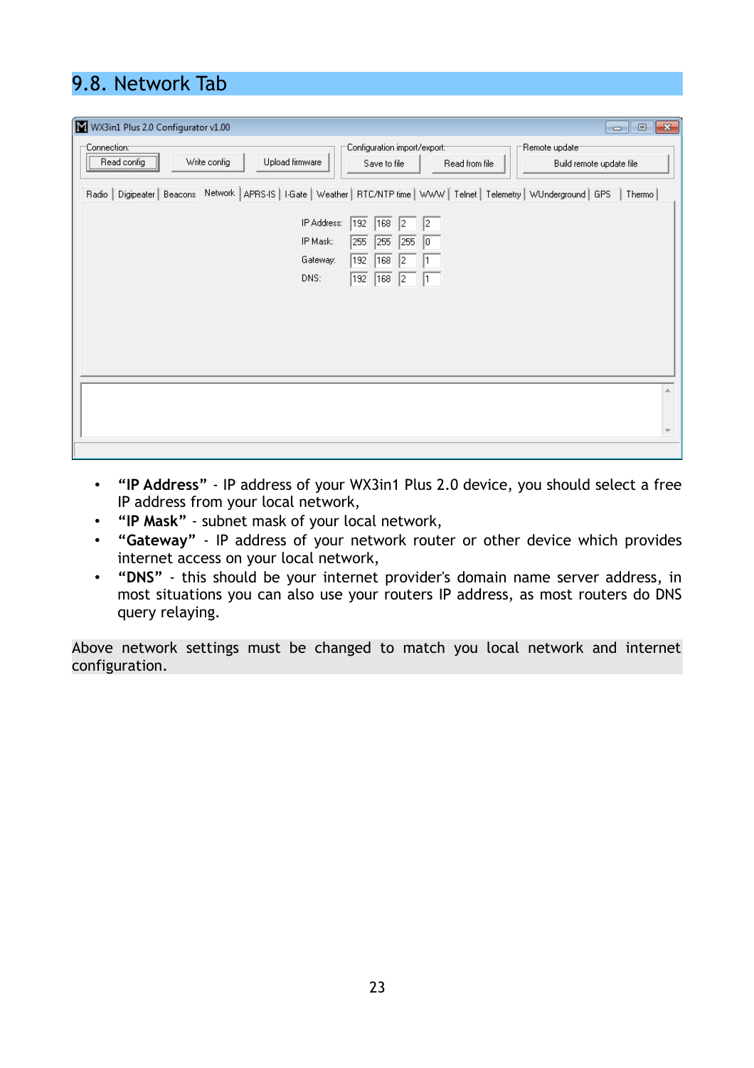## 9.8. Network Tab

- **"IP Address"** - IP address of your WX3in1 Plus 2.0 device, you should select a free IP address from your local network,
- **"IP Mask"** - subnet mask of your local network,
- **"Gateway"** - IP address of your network router or other device which provides internet access on your local network,
- **"DNS"** - this should be your internet provider's domain name server address, in most situations you can also use your routers IP address, as most routers do DNS query relaying.

Above network settings must be changed to match you local network and internet configuration.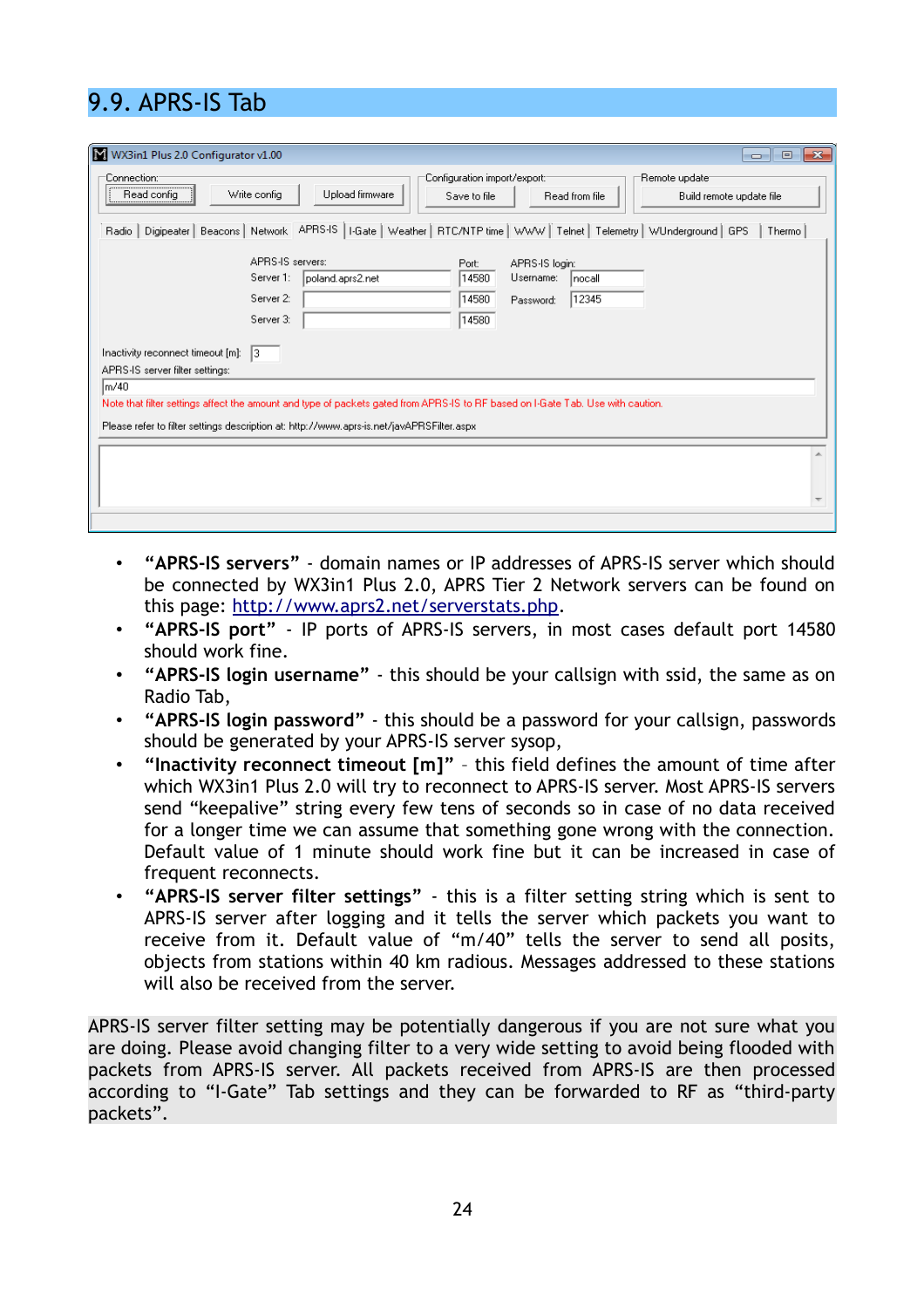## 9.9. APRS-IS Tab

- **“APRS-IS servers”** - domain names or IP addresses of APRS-IS server which should be connected by WX3in1 Plus 2.0, APRS Tier 2 Network servers can be found on this page: [http://www.aprs2.net/serverstats.php](http://www.aprs2.net/serverstats.php).
- **“APRS-IS port”** - IP ports of APRS-IS servers, in most cases default port 14580 should work fine.
- **“APRS-IS login username”** - this should be your callsign with ssid, the same as on Radio Tab,
- **“APRS-IS login password”** - this should be a password for your callsign, passwords should be generated by your APRS-IS server sysop,
- **“Inactivity reconnect timeout [m]”** – this field defines the amount of time after which WX3in1 Plus 2.0 will try to reconnect to APRS-IS server. Most APRS-IS servers send “keepalive” string every few tens of seconds so in case of no data received for a longer time we can assume that something gone wrong with the connection. Default value of 1 minute should work fine but it can be increased in case of frequent reconnects.
- **“APRS-IS server filter settings”** - this is a filter setting string which is sent to APRS-IS server after logging and it tells the server which packets you want to receive from it. Default value of “m/40” tells the server to send all posits, objects from stations within 40 km radious. Messages addressed to these stations will also be received from the server.

APRS-IS server filter setting may be potentially dangerous if you are not sure what you are doing. Please avoid changing filter to a very wide setting to avoid being flooded with packets from APRS-IS server. All packets received from APRS-IS are then processed according to “I-Gate” Tab settings and they can be forwarded to RF as “third-party packets”.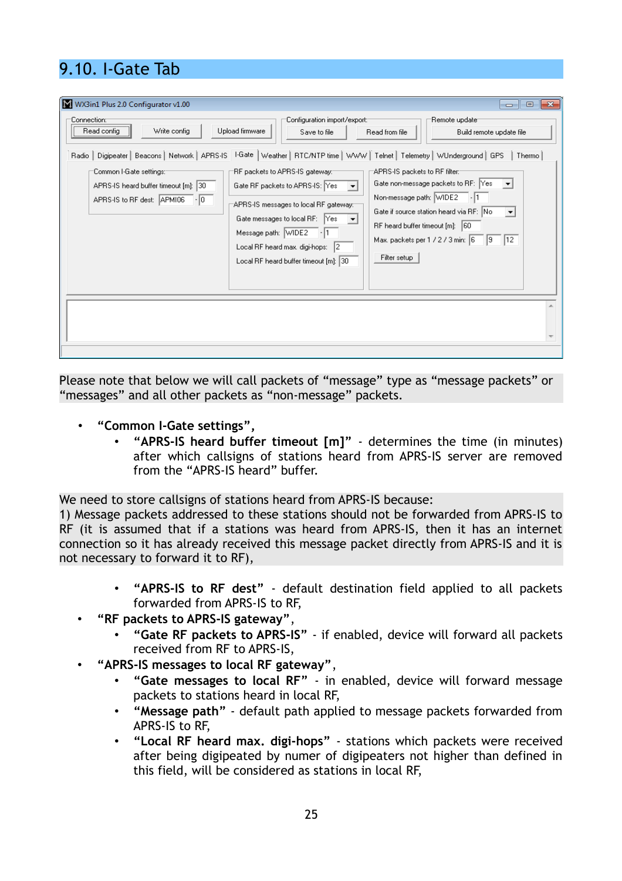## 9.10. I-Gate Tab

Please note that below we will call packets of “message” type as “message packets” or “messages” and all other packets as “non-message” packets.

- **“Common I-Gate settings”**,
    - **“APRS-IS heard buffer timeout [m]”** - determines the time (in minutes) after which callsigns of stations heard from APRS-IS server are removed from the “APRS-IS heard” buffer.

We need to store callsigns of stations heard from APRS-IS because:
1) Message packets addressed to these stations should not be forwarded from APRS-IS to RF (it is assumed that if a stations was heard from APRS-IS, then it has an internet connection so it has already received this message packet directly from APRS-IS and it is not necessary to forward it to RF),

- - **“APRS-IS to RF dest”** - default destination field applied to all packets forwarded from APRS-IS to RF,
- **“RF packets to APRS-IS gateway”**,
    - **“Gate RF packets to APRS-IS”** - if enabled, device will forward all packets received from RF to APRS-IS,
- **“APRS-IS messages to local RF gateway”**,
    - **“Gate messages to local RF”** - in enabled, device will forward message packets to stations heard in local RF,
    - **“Message path”** - default path applied to message packets forwarded from APRS-IS to RF,
    - **“Local RF heard max. digi-hops”** - stations which packets were received after being digipeated by numer of digipeaters not higher than defined in this field, will be considered as stations in local RF,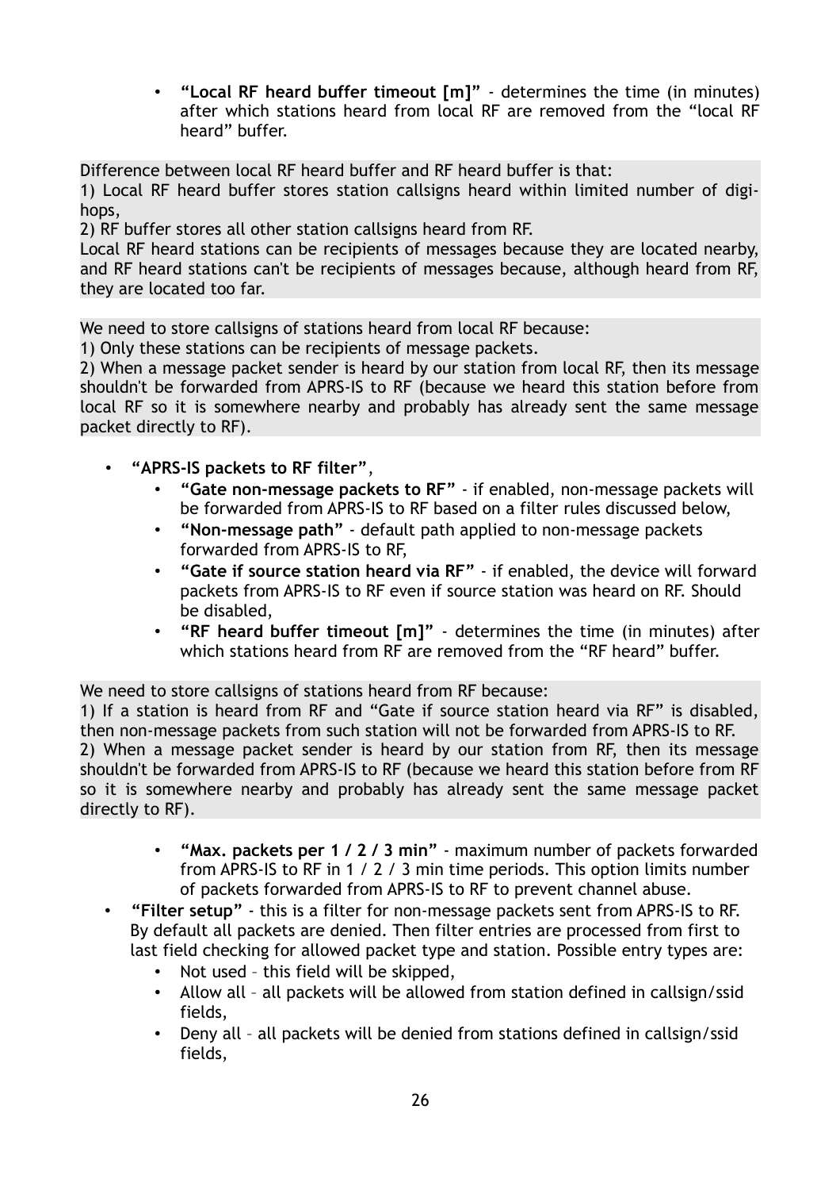- **"Local RF heard buffer timeout [m]"** - determines the time (in minutes) after which stations heard from local RF are removed from the "local RF heard" buffer.

Difference between local RF heard buffer and RF heard buffer is that:
1) Local RF heard buffer stores station callsigns heard within limited number of digi-hops,
2) RF buffer stores all other station callsigns heard from RF.
Local RF heard stations can be recipients of messages because they are located nearby, and RF heard stations can't be recipients of messages because, although heard from RF, they are located too far.

We need to store callsigns of stations heard from local RF because:
1) Only these stations can be recipients of message packets.
2) When a message packet sender is heard by our station from local RF, then its message shouldn't be forwarded from APRS-IS to RF (because we heard this station before from local RF so it is somewhere nearby and probably has already sent the same message packet directly to RF).

- **"APRS-IS packets to RF filter"**,
  - **"Gate non-message packets to RF"** - if enabled, non-message packets will be forwarded from APRS-IS to RF based on a filter rules discussed below,
  - **"Non-message path"** - default path applied to non-message packets forwarded from APRS-IS to RF,
  - **"Gate if source station heard via RF"** - if enabled, the device will forward packets from APRS-IS to RF even if source station was heard on RF. Should be disabled,
  - **"RF heard buffer timeout [m]"** - determines the time (in minutes) after which stations heard from RF are removed from the "RF heard" buffer.

We need to store callsigns of stations heard from RF because:
1) If a station is heard from RF and "Gate if source station heard via RF" is disabled, then non-message packets from such station will not be forwarded from APRS-IS to RF.
2) When a message packet sender is heard by our station from RF, then its message shouldn't be forwarded from APRS-IS to RF (because we heard this station before from RF so it is somewhere nearby and probably has already sent the same message packet directly to RF).

  - **"Max. packets per 1 / 2 / 3 min"** - maximum number of packets forwarded from APRS-IS to RF in 1 / 2 / 3 min time periods. This option limits number of packets forwarded from APRS-IS to RF to prevent channel abuse.
- **"Filter setup"** - this is a filter for non-message packets sent from APRS-IS to RF. By default all packets are denied. Then filter entries are processed from first to last field checking for allowed packet type and station. Possible entry types are:
  - Not used – this field will be skipped,
  - Allow all – all packets will be allowed from station defined in callsign/ssid fields,
  - Deny all – all packets will be denied from stations defined in callsign/ssid fields,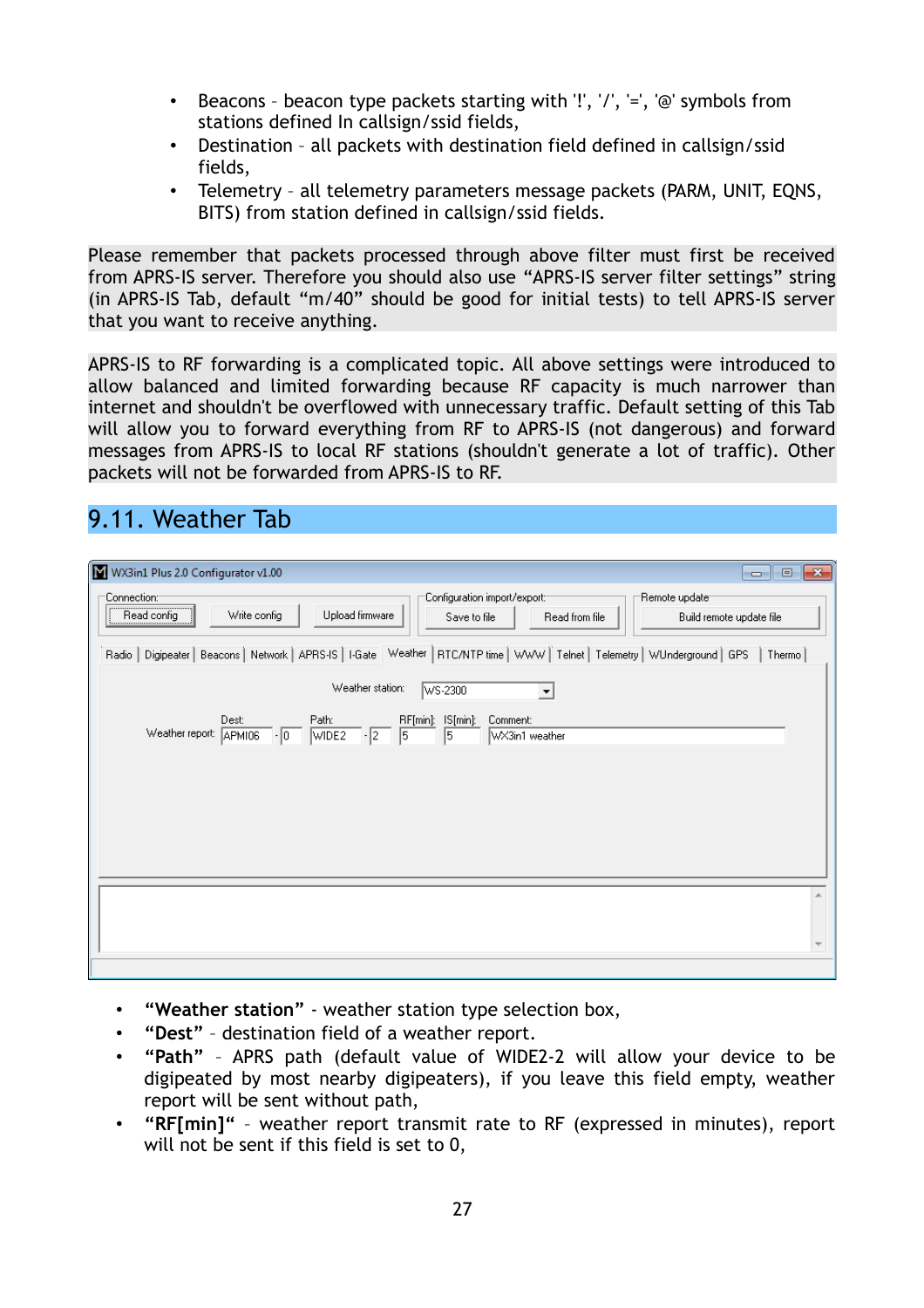- Beacons – beacon type packets starting with '!', '/', '=', '@' symbols from stations defined In callsign/ssid fields,
- Destination – all packets with destination field defined in callsign/ssid fields,
- Telemetry – all telemetry parameters message packets (PARM, UNIT, EQNS, BITS) from station defined in callsign/ssid fields.

Please remember that packets processed through above filter must first be received from APRS-IS server. Therefore you should also use “APRS-IS server filter settings” string (in APRS-IS Tab, default “m/40” should be good for initial tests) to tell APRS-IS server that you want to receive anything.

APRS-IS to RF forwarding is a complicated topic. All above settings were introduced to allow balanced and limited forwarding because RF capacity is much narrower than internet and shouldn't be overflowed with unnecessary traffic. Default setting of this Tab will allow you to forward everything from RF to APRS-IS (not dangerous) and forward messages from APRS-IS to local RF stations (shouldn't generate a lot of traffic). Other packets will not be forwarded from APRS-IS to RF.

## 9.11. Weather Tab

- **“Weather station”** - weather station type selection box,
- **“Dest”** – destination field of a weather report.
- **“Path”** – APRS path (default value of WIDE2-2 will allow your device to be digipeated by most nearby digipeaters), if you leave this field empty, weather report will be sent without path,
- **“RF[min]“** – weather report transmit rate to RF (expressed in minutes), report will not be sent if this field is set to 0,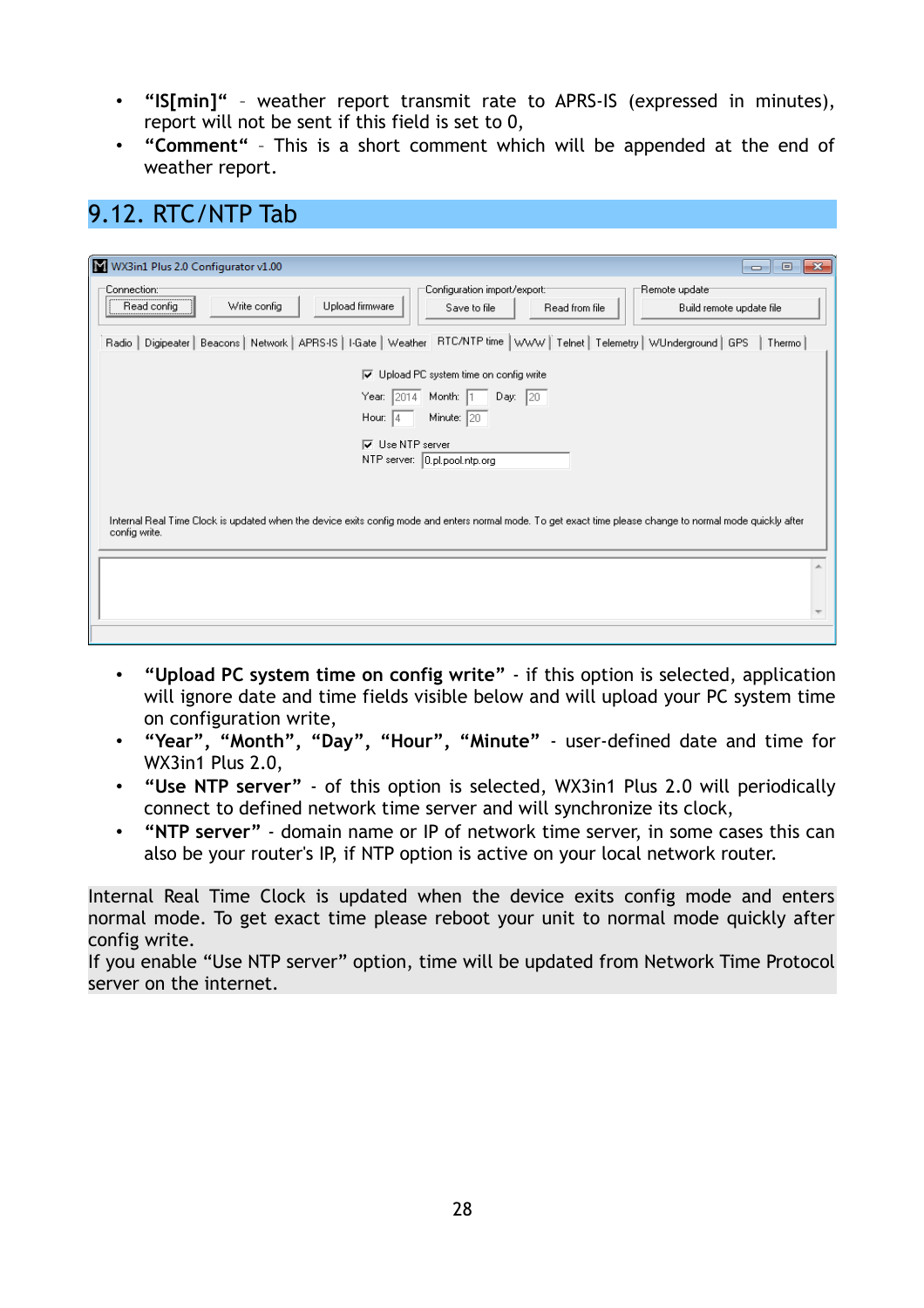- **"IS[min]"** – weather report transmit rate to APRS-IS (expressed in minutes), report will not be sent if this field is set to 0,
- **"Comment"** – This is a short comment which will be appended at the end of weather report.

## 9.12. RTC/NTP Tab

- **"Upload PC system time on config write"** - if this option is selected, application will ignore date and time fields visible below and will upload your PC system time on configuration write,
- **"Year", "Month", "Day", "Hour", "Minute"** - user-defined date and time for WX3in1 Plus 2.0,
- **"Use NTP server"** - of this option is selected, WX3in1 Plus 2.0 will periodically connect to defined network time server and will synchronize its clock,
- **"NTP server"** - domain name or IP of network time server, in some cases this can also be your router's IP, if NTP option is active on your local network router.

Internal Real Time Clock is updated when the device exits config mode and enters normal mode. To get exact time please reboot your unit to normal mode quickly after config write.
If you enable "Use NTP server" option, time will be updated from Network Time Protocol server on the internet.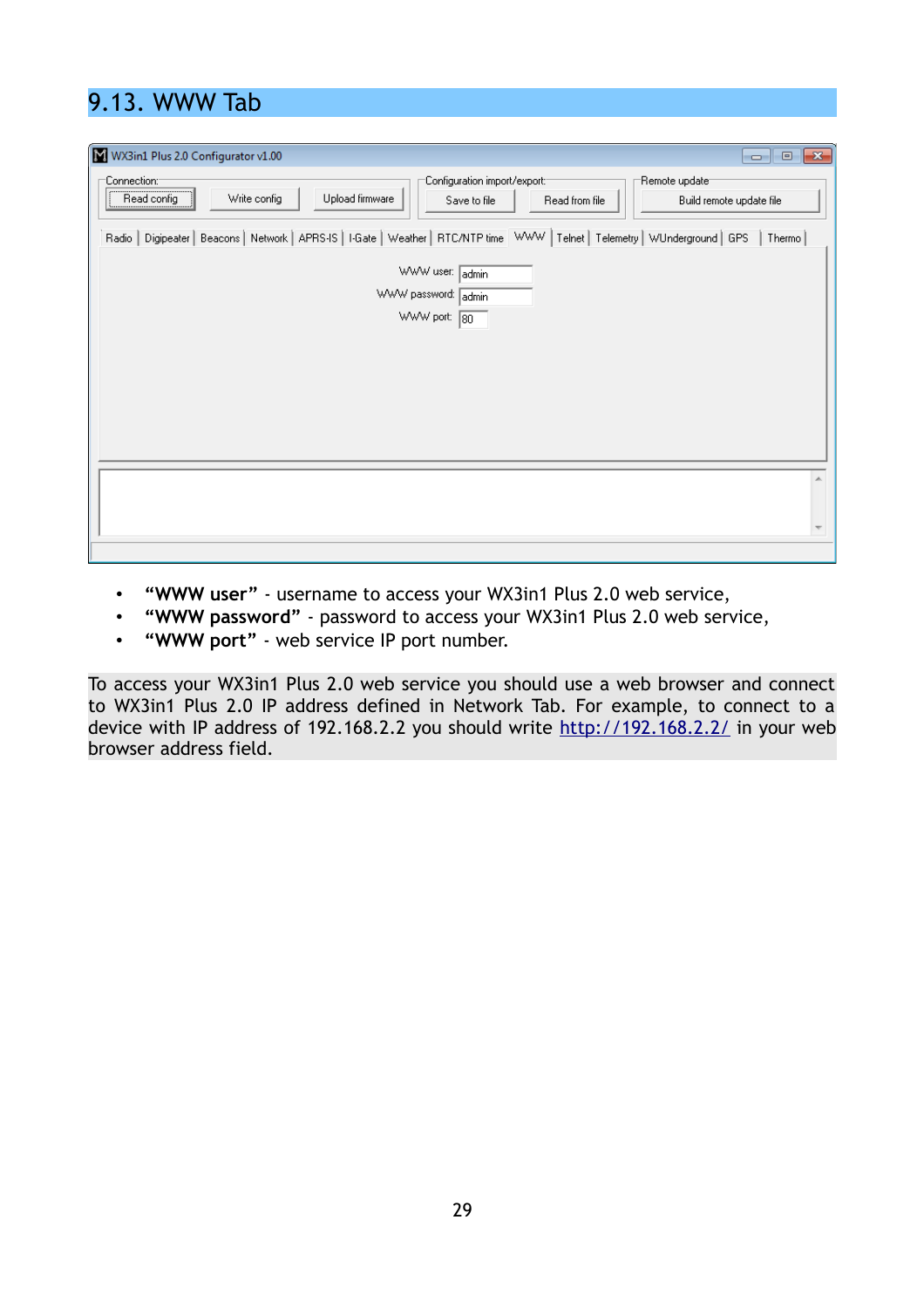## 9.13. WWW Tab

- **“WWW user”** - username to access your WX3in1 Plus 2.0 web service,
- **“WWW password”** - password to access your WX3in1 Plus 2.0 web service,
- **“WWW port”** - web service IP port number.

To access your WX3in1 Plus 2.0 web service you should use a web browser and connect to WX3in1 Plus 2.0 IP address defined in Network Tab. For example, to connect to a device with IP address of 192.168.2.2 you should write http://192.168.2.2/ in your web browser address field.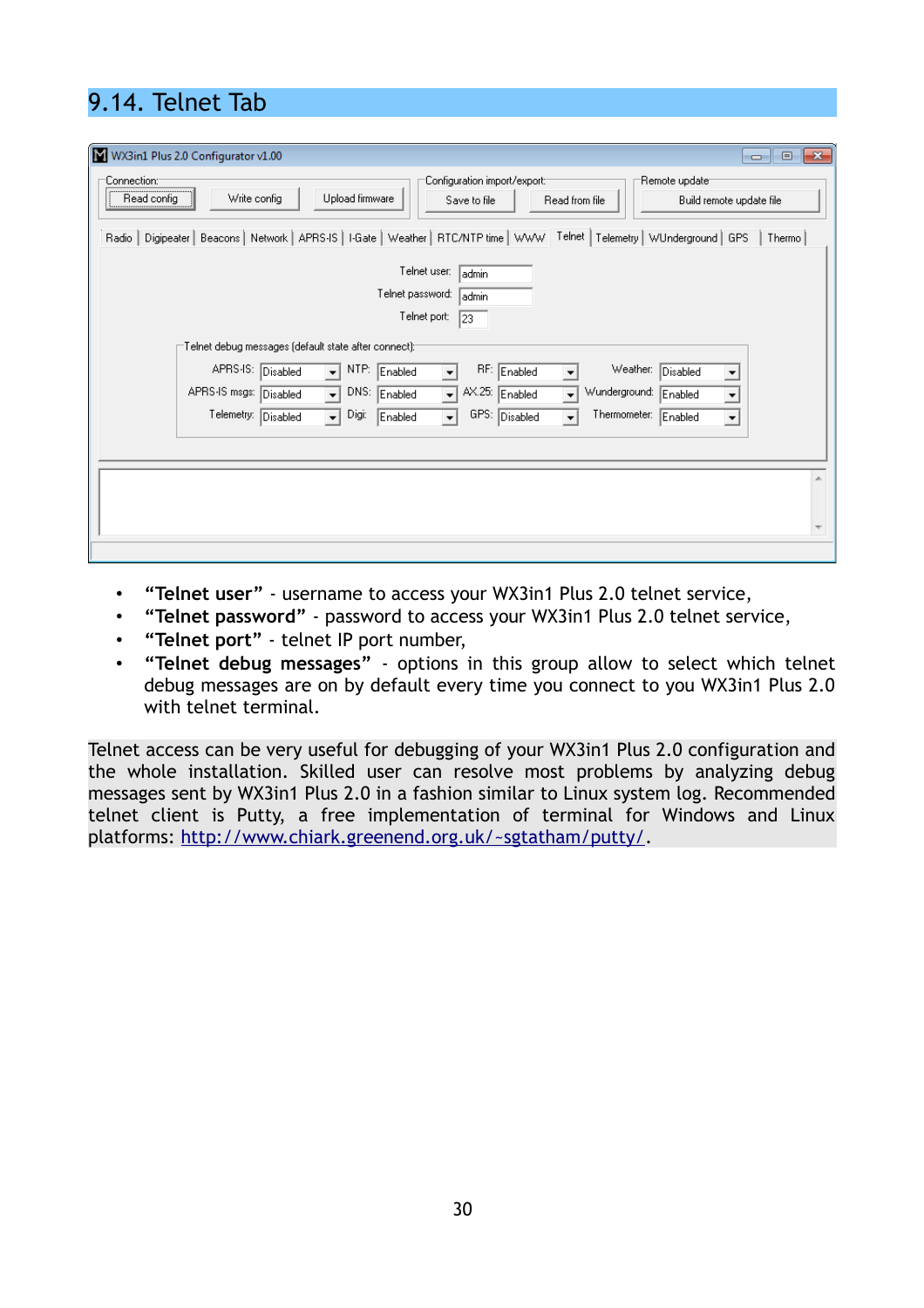## 9.14. Telnet Tab

- **"Telnet user"** - username to access your WX3in1 Plus 2.0 telnet service,
- **"Telnet password"** - password to access your WX3in1 Plus 2.0 telnet service,
- **"Telnet port"** - telnet IP port number,
- **"Telnet debug messages"** - options in this group allow to select which telnet debug messages are on by default every time you connect to you WX3in1 Plus 2.0 with telnet terminal.

Telnet access can be very useful for debugging of your WX3in1 Plus 2.0 configuration and the whole installation. Skilled user can resolve most problems by analyzing debug messages sent by WX3in1 Plus 2.0 in a fashion similar to Linux system log. Recommended telnet client is Putty, a free implementation of terminal for Windows and Linux platforms: http://www.chiark.greenend.org.uk/~sgtatham/putty/.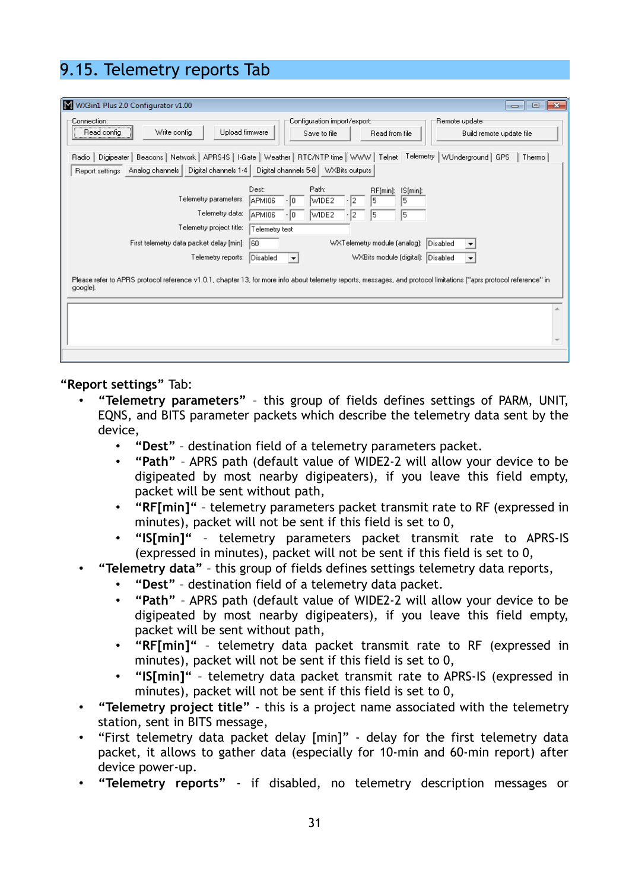## 9.15. Telemetry reports Tab

"Report settings" Tab:

- **"Telemetry parameters"** – this group of fields defines settings of PARM, UNIT, EQNS, and BITS parameter packets which describe the telemetry data sent by the device,
  - **"Dest"** - destination field of a telemetry parameters packet.
  - **"Path"** – APRS path (default value of WIDE2-2 will allow your device to be digipeated by most nearby digipeaters), if you leave this field empty, packet will be sent without path,
  - **"RF[min]"** – telemetry parameters packet transmit rate to RF (expressed in minutes), packet will not be sent if this field is set to 0,
  - **"IS[min]"** – telemetry parameters packet transmit rate to APRS-IS (expressed in minutes), packet will not be sent if this field is set to 0,
- **"Telemetry data"** - this group of fields defines settings telemetry data reports,
  - **"Dest"** - destination field of a telemetry data packet.
  - **"Path"** – APRS path (default value of WIDE2-2 will allow your device to be digipeated by most nearby digipeaters), if you leave this field empty, packet will be sent without path,
  - **"RF[min]"** – telemetry data packet transmit rate to RF (expressed in minutes), packet will not be sent if this field is set to 0,
  - **"IS[min]"** – telemetry data packet transmit rate to APRS-IS (expressed in minutes), packet will not be sent if this field is set to 0,
- **"Telemetry project title"** - this is a project name associated with the telemetry station, sent in BITS message,
- "First telemetry data packet delay [min]" - delay for the first telemetry data packet, it allows to gather data (especially for 10-min and 60-min report) after device power-up.
- **"Telemetry reports"** - if disabled, no telemetry description messages or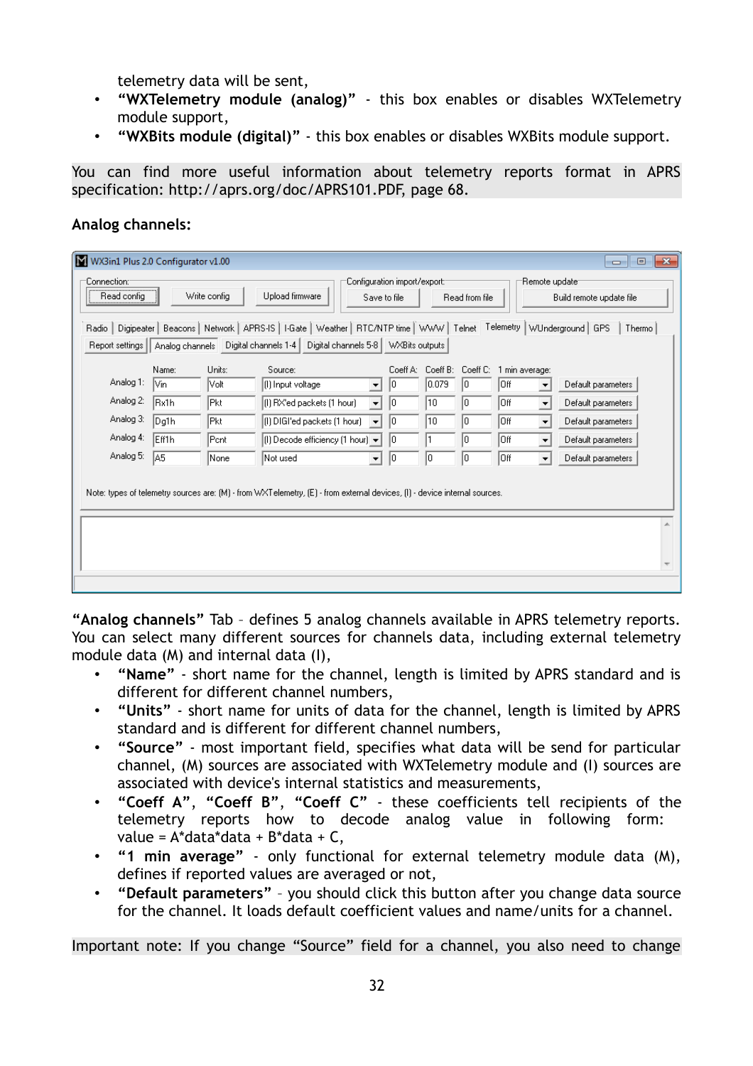telemetry data will be sent,
- **"WXTelemetry module (analog)"** - this box enables or disables WXTelemetry module support,
- **"WXBits module (digital)"** - this box enables or disables WXBits module support.

You can find more useful information about telemetry reports format in APRS specification: http://aprs.org/doc/APRS101.PDF, page 68.

**Analog channels:**

**"Analog channels"** Tab – defines 5 analog channels available in APRS telemetry reports. You can select many different sources for channels data, including external telemetry module data (M) and internal data (I),

- **"Name"** - short name for the channel, length is limited by APRS standard and is different for different channel numbers,
- **"Units"** - short name for units of data for the channel, length is limited by APRS standard and is different for different channel numbers,
- **"Source"** - most important field, specifies what data will be send for particular channel, (M) sources are associated with WXTelemetry module and (I) sources are associated with device's internal statistics and measurements,
- **"Coeff A"**, **"Coeff B"**, **"Coeff C"** - these coefficients tell recipients of the telemetry reports how to decode analog value in following form: value = A*data*data + B*data + C,
- **"1 min average"** - only functional for external telemetry module data (M), defines if reported values are averaged or not,
- **"Default parameters"** – you should click this button after you change data source for the channel. It loads default coefficient values and name/units for a channel.

Important note: If you change "Source" field for a channel, you also need to change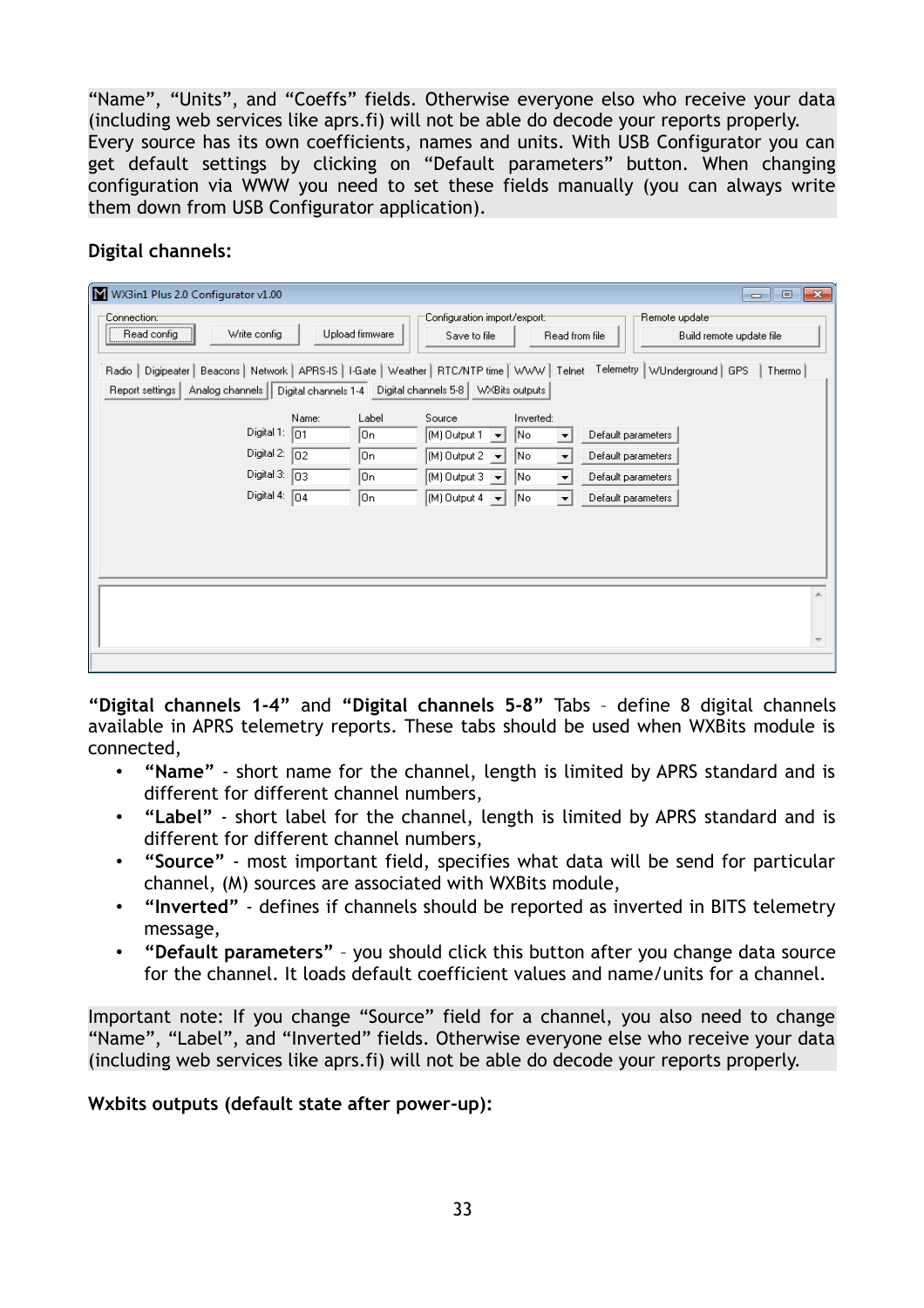"Name", "Units", and "Coeffs" fields. Otherwise everyone elso who receive your data (including web services like aprs.fi) will not be able do decode your reports properly.
Every source has its own coefficients, names and units. With USB Configurator you can get default settings by clicking on "Default parameters" button. When changing configuration via WWW you need to set these fields manually (you can always write them down from USB Configurator application).

**Digital channels:**

**"Digital channels 1-4"** and **"Digital channels 5-8"** Tabs – define 8 digital channels available in APRS telemetry reports. These tabs should be used when WXBits module is connected,

- **"Name"** - short name for the channel, length is limited by APRS standard and is different for different channel numbers,
- **"Label"** - short label for the channel, length is limited by APRS standard and is different for different channel numbers,
- **"Source"** - most important field, specifies what data will be send for particular channel, (M) sources are associated with WXBits module,
- **"Inverted"** - defines if channels should be reported as inverted in BITS telemetry message,
- **"Default parameters"** – you should click this button after you change data source for the channel. It loads default coefficient values and name/units for a channel.

Important note: If you change "Source" field for a channel, you also need to change "Name", "Label", and "Inverted" fields. Otherwise everyone else who receive your data (including web services like aprs.fi) will not be able do decode your reports properly.

**Wxbits outputs (default state after power-up):**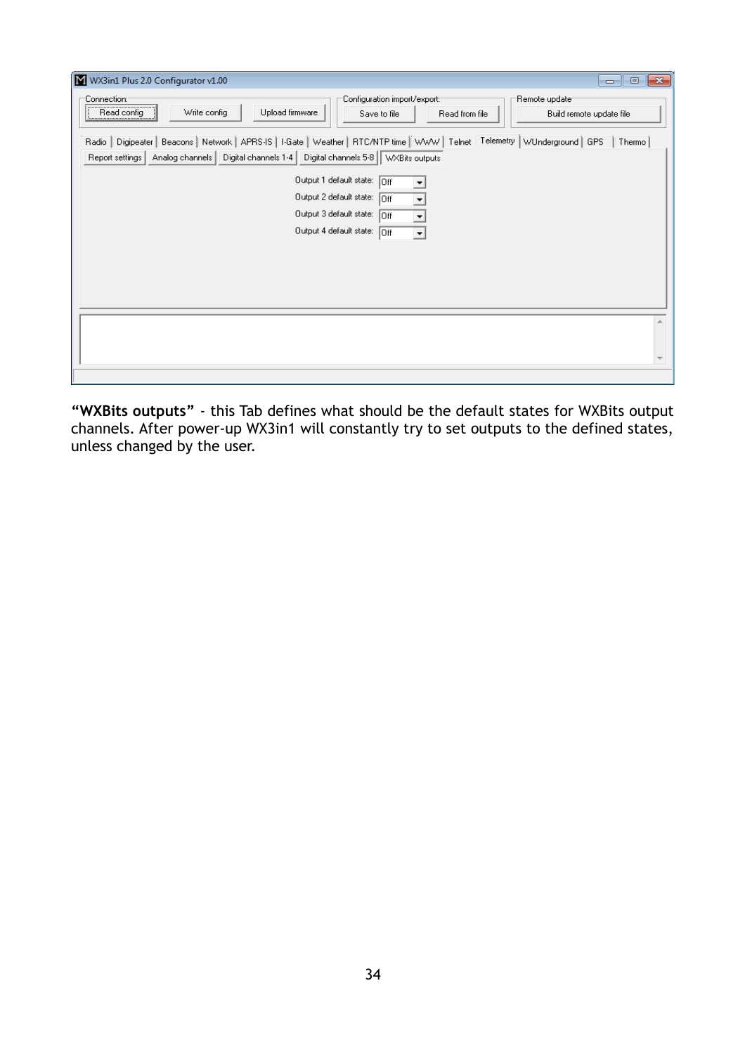**"WXBits outputs"** - this Tab defines what should be the default states for WXBits output channels. After power-up WX3in1 will constantly try to set outputs to the defined states, unless changed by the user.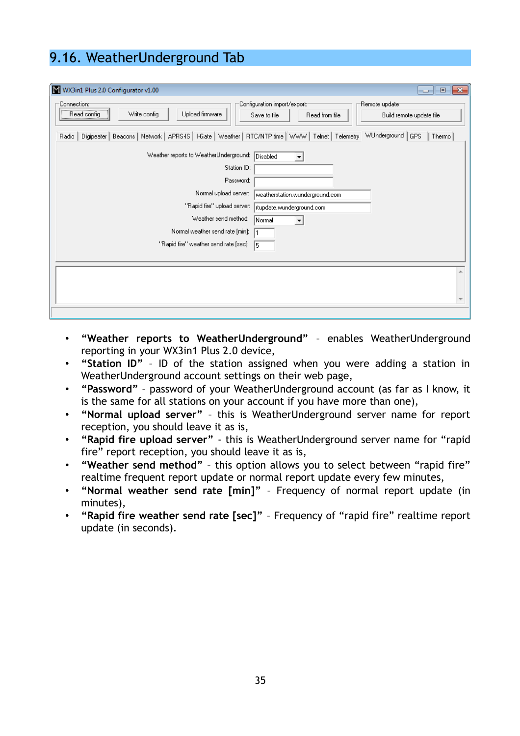# 9.16. WeatherUnderground Tab

- **"Weather reports to WeatherUnderground"** – enables WeatherUnderground reporting in your WX3in1 Plus 2.0 device,
- **"Station ID"** – ID of the station assigned when you were adding a station in WeatherUnderground account settings on their web page,
- **"Password"** – password of your WeatherUnderground account (as far as I know, it is the same for all stations on your account if you have more than one),
- **"Normal upload server"** – this is WeatherUnderground server name for report reception, you should leave it as is,
- **"Rapid fire upload server"** - this is WeatherUnderground server name for "rapid fire" report reception, you should leave it as is,
- **"Weather send method"** – this option allows you to select between "rapid fire" realtime frequent report update or normal report update every few minutes,
- **"Normal weather send rate [min]"** – Frequency of normal report update (in minutes),
- **"Rapid fire weather send rate [sec]"** – Frequency of "rapid fire" realtime report update (in seconds).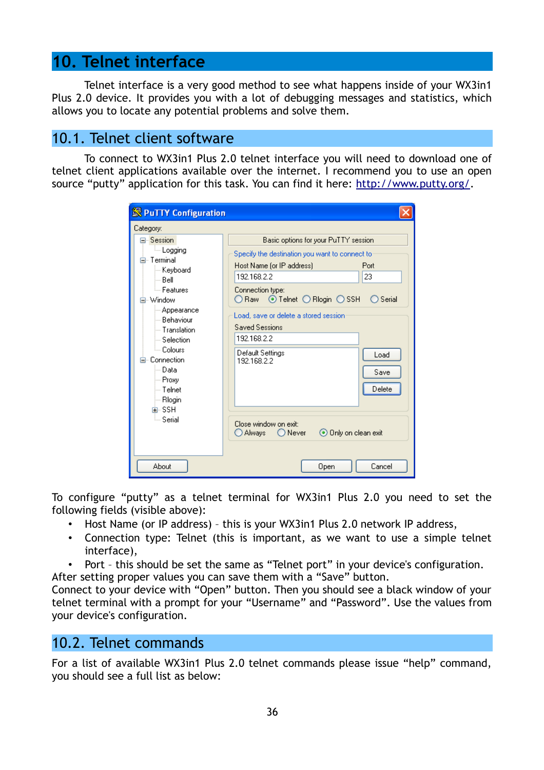# 10. Telnet interface

Telnet interface is a very good method to see what happens inside of your WX3in1 Plus 2.0 device. It provides you with a lot of debugging messages and statistics, which allows you to locate any potential problems and solve them.

## 10.1. Telnet client software

To connect to WX3in1 Plus 2.0 telnet interface you will need to download one of telnet client applications available over the internet. I recommend you to use an open source "putty" application for this task. You can find it here: [http://www.putty.org/](http://www.putty.org/).

To configure "putty" as a telnet terminal for WX3in1 Plus 2.0 you need to set the following fields (visible above):

- Host Name (or IP address) – this is your WX3in1 Plus 2.0 network IP address,
- Connection type: Telnet (this is important, as we want to use a simple telnet interface),
- Port – this should be set the same as "Telnet port" in your device's configuration.

After setting proper values you can save them with a "Save" button.
Connect to your device with "Open" button. Then you should see a black window of your telnet terminal with a prompt for your "Username" and "Password". Use the values from your device's configuration.

## 10.2. Telnet commands

For a list of available WX3in1 Plus 2.0 telnet commands please issue "help" command, you should see a full list as below: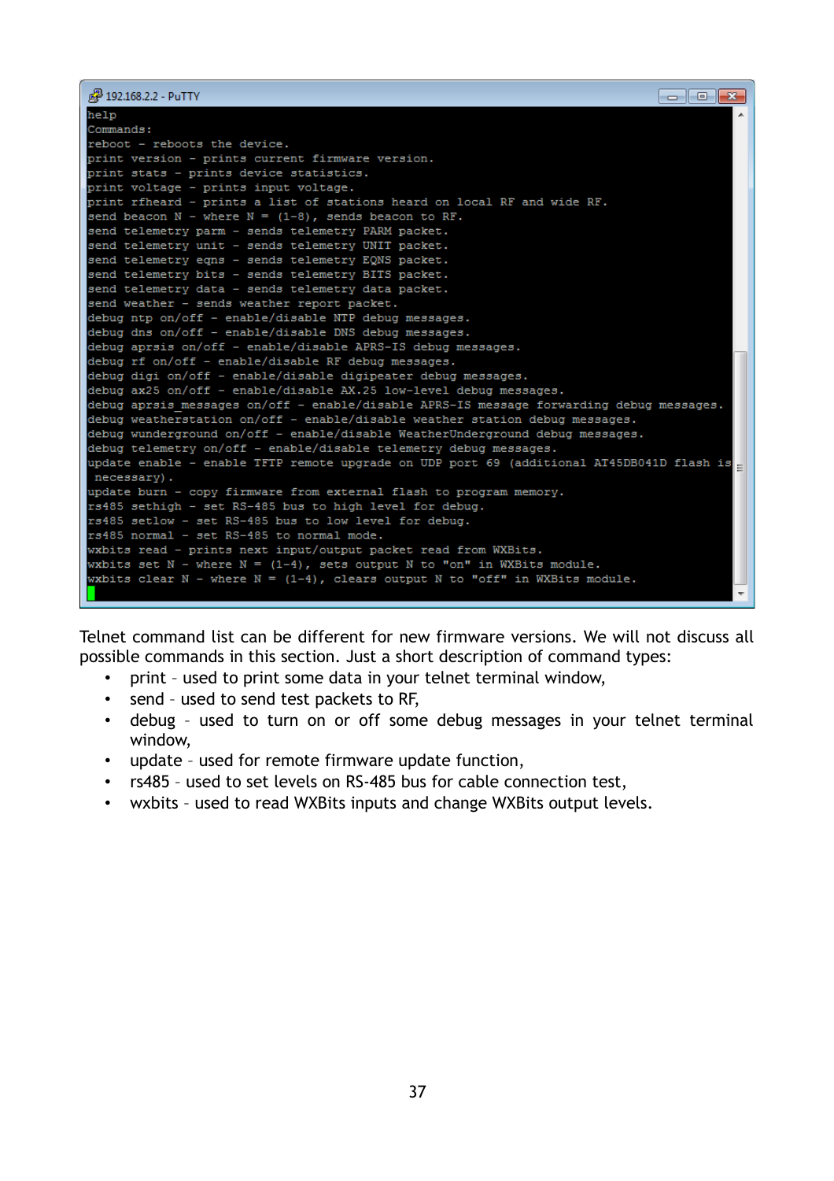```
help
Commands:
reboot - reboots the device.
print version - prints current firmware version.
print stats - prints device statistics.
print voltage - prints input voltage.
print rfheard - prints a list of stations heard on local RF and wide RF.
send beacon N - where N = (1-8), sends beacon to RF.
send telemetry parm - sends telemetry PARM packet.
send telemetry unit - sends telemetry UNIT packet.
send telemetry eqns - sends telemetry EQNS packet.
send telemetry bits - sends telemetry BITS packet.
send telemetry data - sends telemetry data packet.
send weather - sends weather report packet.
debug ntp on/off - enable/disable NTP debug messages.
debug dns on/off - enable/disable DNS debug messages.
debug aprsis on/off - enable/disable APRS-IS debug messages.
debug rf on/off - enable/disable RF debug messages.
debug digi on/off - enable/disable digipeater debug messages.
debug ax25 on/off - enable/disable AX.25 low-level debug messages.
debug aprsis_messages on/off - enable/disable APRS-IS message forwarding debug messages.
debug weatherstation on/off - enable/disable weather station debug messages.
debug wunderground on/off - enable/disable WeatherUnderground debug messages.
debug telemetry on/off - enable/disable telemetry debug messages.
update enable - enable TFTP remote upgrade on UDP port 69 (additional AT45DB041D flash is
 necessary).
update burn - copy firmware from external flash to program memory.
rs485 sethigh - set RS-485 bus to high level for debug.
rs485 setlow - set RS-485 bus to low level for debug.
rs485 normal - set RS-485 to normal mode.
wxbits read - prints next input/output packet read from WXBits.
wxbits set N - where N = (1-4), sets output N to "on" in WXBits module.
wxbits clear N - where N = (1-4), clears output N to "off" in WXBits module.
```

Telnet command list can be different for new firmware versions. We will not discuss all possible commands in this section. Just a short description of command types:

- print – used to print some data in your telnet terminal window,
- send – used to send test packets to RF,
- debug – used to turn on or off some debug messages in your telnet terminal window,
- update – used for remote firmware update function,
- rs485 – used to set levels on RS-485 bus for cable connection test,
- wxbits – used to read WXBits inputs and change WXBits output levels.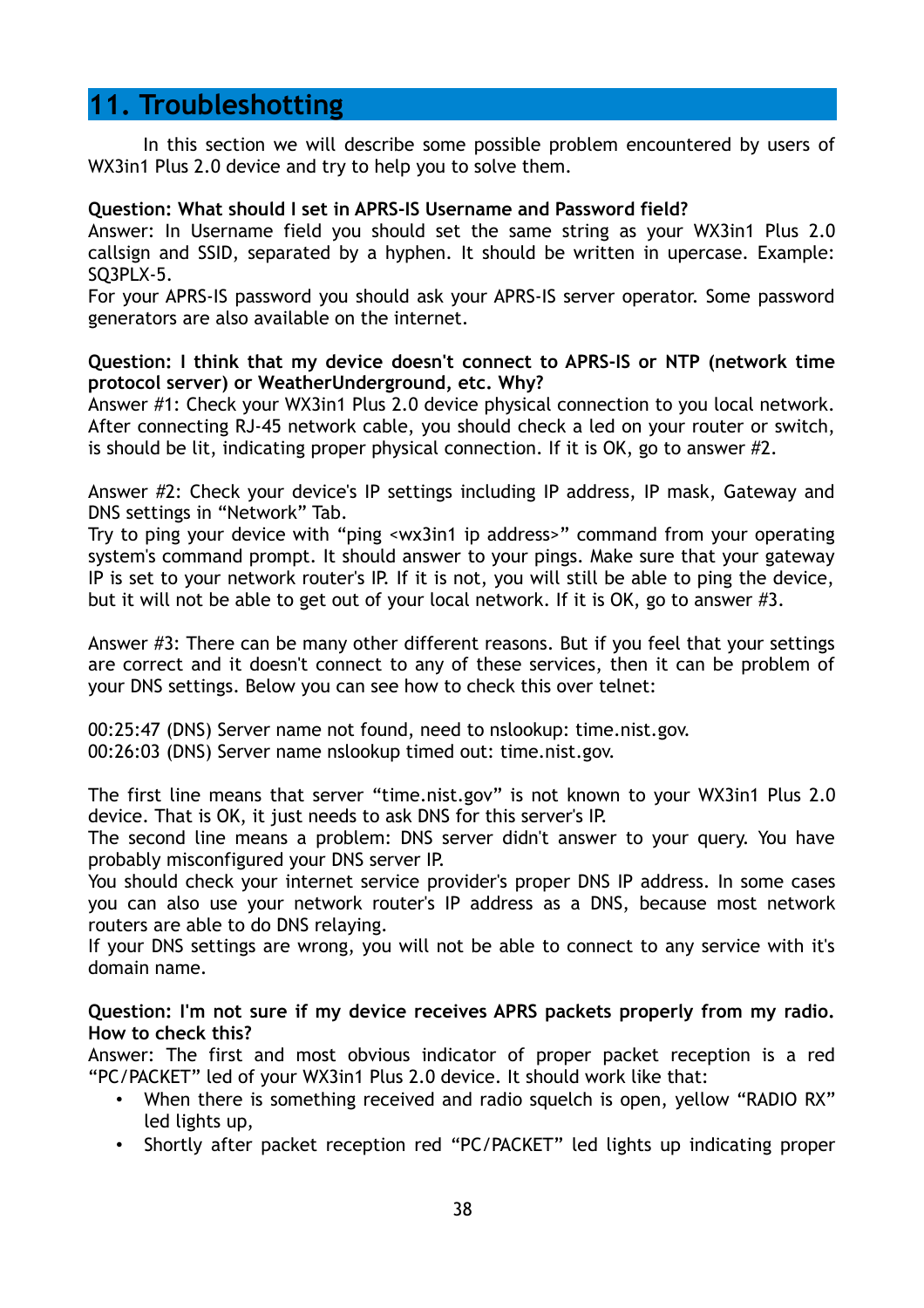# 11. Troubleshooting

In this section we will describe some possible problem encountered by users of WX3in1 Plus 2.0 device and try to help you to solve them.

**Question: What should I set in APRS-IS Username and Password field?**

Answer: In Username field you should set the same string as your WX3in1 Plus 2.0 callsign and SSID, separated by a hyphen. It should be written in upercase. Example: SQ3PLX-5.

For your APRS-IS password you should ask your APRS-IS server operator. Some password generators are also available on the internet.

**Question: I think that my device doesn't connect to APRS-IS or NTP (network time protocol server) or WeatherUndergound, etc. Why?**

Answer #1: Check your WX3in1 Plus 2.0 device physical connection to you local network. After connecting RJ-45 network cable, you should check a led on your router or switch, is should be lit, indicating proper physical connection. If it is OK, go to answer #2.

Answer #2: Check your device's IP settings including IP address, IP mask, Gateway and DNS settings in "Network" Tab.

Try to ping your device with "ping <wx3in1 ip address>" command from your operating system's command prompt. It should answer to your pings. Make sure that your gateway IP is set to your network router's IP. If it is not, you will still be able to ping the device, but it will not be able to get out of your local network. If it is OK, go to answer #3.

Answer #3: There can be many other different reasons. But if you feel that your settings are correct and it doesn't connect to any of these services, then it can be problem of your DNS settings. Below you can see how to check this over telnet:

```
00:25:47 (DNS) Server name not found, need to nslookup: time.nist.gov.
00:26:03 (DNS) Server name nslookup timed out: time.nist.gov.
```

The first line means that server "time.nist.gov" is not known to your WX3in1 Plus 2.0 device. That is OK, it just needs to ask DNS for this server's IP.

The second line means a problem: DNS server didn't answer to your query. You have probably misconfigured your DNS server IP.

You should check your internet service provider's proper DNS IP address. In some cases you can also use your network router's IP address as a DNS, because most network routers are able to do DNS relaying.

If your DNS settings are wrong, you will not be able to connect to any service with it's domain name.

**Question: I'm not sure if my device receives APRS packets properly from my radio. How to check this?**

Answer: The first and most obvious indicator of proper packet reception is a red "PC/PACKET" led of your WX3in1 Plus 2.0 device. It should work like that:

- When there is something received and radio squelch is open, yellow "RADIO RX" led lights up,
- Shortly after packet reception red "PC/PACKET" led lights up indicating proper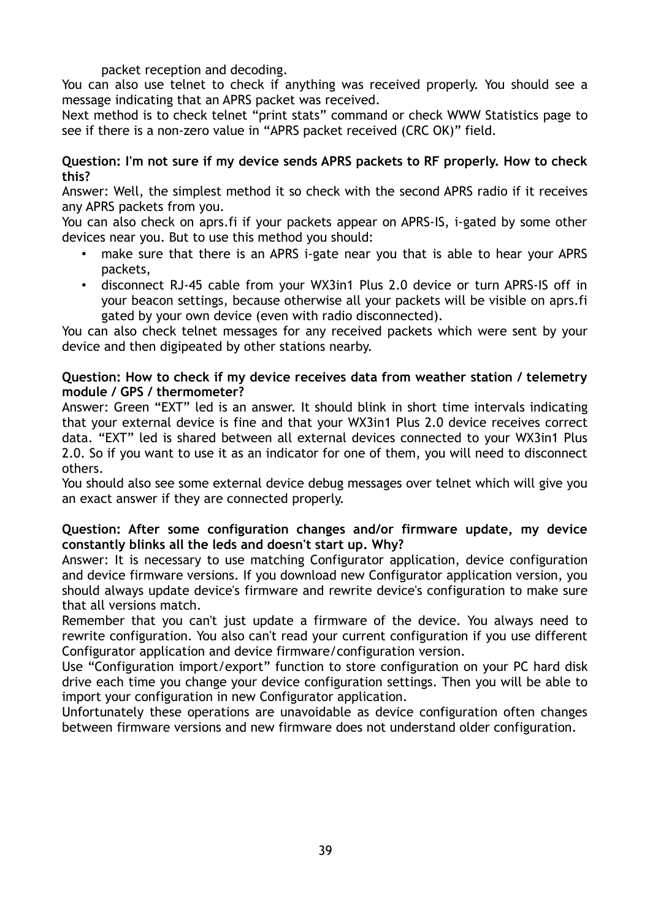packet reception and decoding.

You can also use telnet to check if anything was received properly. You should see a message indicating that an APRS packet was received.

Next method is to check telnet "print stats" command or check WWW Statistics page to see if there is a non-zero value in "APRS packet received (CRC OK)" field.

**Question: I'm not sure if my device sends APRS packets to RF properly. How to check this?**

Answer: Well, the simplest method it so check with the second APRS radio if it receives any APRS packets from you.

You can also check on aprs.fi if your packets appear on APRS-IS, i-gated by some other devices near you. But to use this method you should:

- make sure that there is an APRS i-gate near you that is able to hear your APRS packets,
- disconnect RJ-45 cable from your WX3in1 Plus 2.0 device or turn APRS-IS off in your beacon settings, because otherwise all your packets will be visible on aprs.fi gated by your own device (even with radio disconnected).

You can also check telnet messages for any received packets which were sent by your device and then digipeated by other stations nearby.

**Question: How to check if my device receives data from weather station / telemetry module / GPS / thermometer?**

Answer: Green "EXT" led is an answer. It should blink in short time intervals indicating that your external device is fine and that your WX3in1 Plus 2.0 device receives correct data. "EXT" led is shared between all external devices connected to your WX3in1 Plus 2.0. So if you want to use it as an indicator for one of them, you will need to disconnect others.

You should also see some external device debug messages over telnet which will give you an exact answer if they are connected properly.

**Question: After some configuration changes and/or firmware update, my device constantly blinks all the leds and doesn't start up. Why?**

Answer: It is necessary to use matching Configurator application, device configuration and device firmware versions. If you download new Configurator application version, you should always update device's firmware and rewrite device's configuration to make sure that all versions match.

Remember that you can't just update a firmware of the device. You always need to rewrite configuration. You also can't read your current configuration if you use different Configurator application and device firmware/configuration version.

Use "Configuration import/export" function to store configuration on your PC hard disk drive each time you change your device configuration settings. Then you will be able to import your configuration in new Configurator application.

Unfortunately these operations are unavoidable as device configuration often changes between firmware versions and new firmware does not understand older configuration.